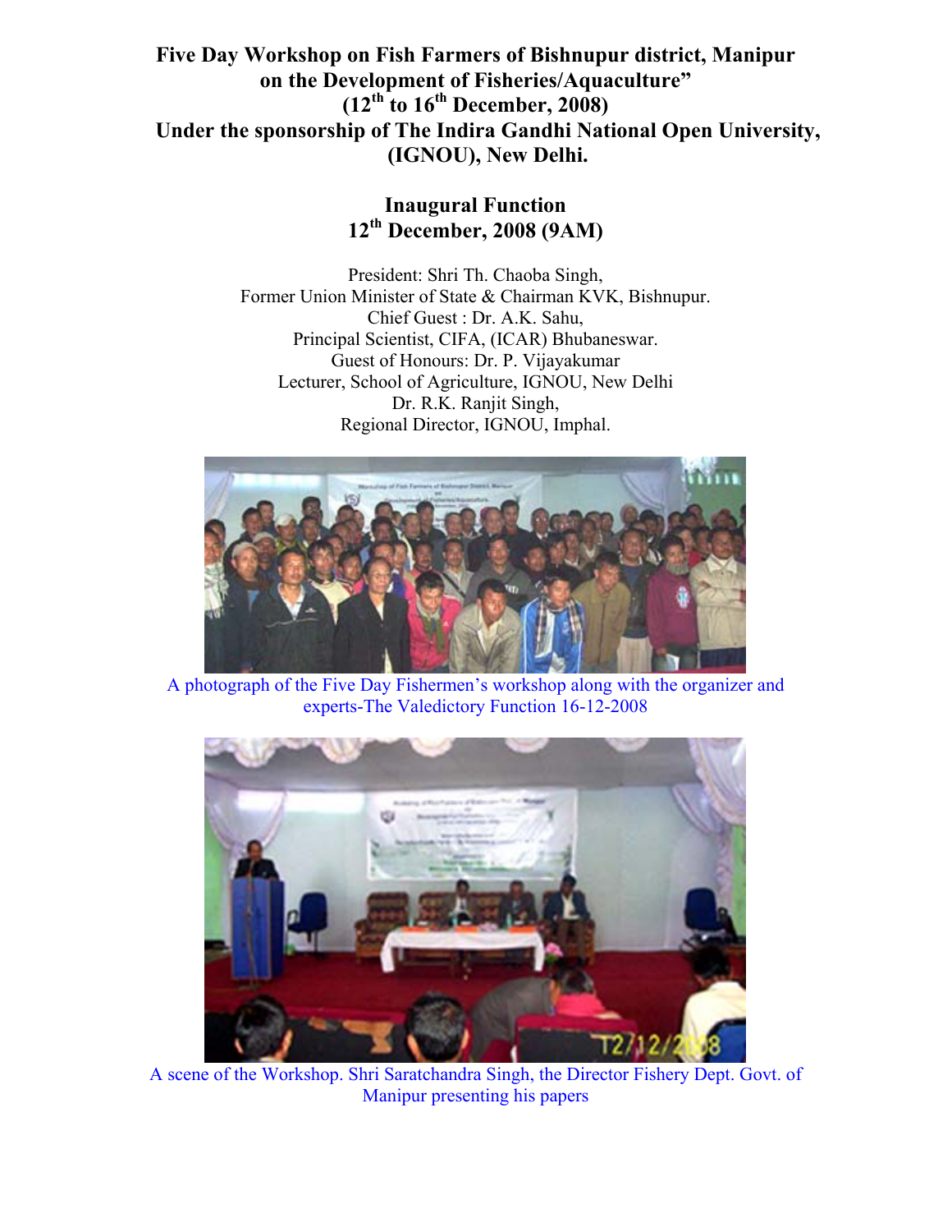# Five Day Workshop on Fish Farmers of Bishnupur district, Manipur on the Development of Fisheries/Aquaculture"
## (12th to 16th December, 2008)
## Under the sponsorship of The Indira Gandhi National Open University, (IGNOU), New Delhi.

### Inaugural Function
### 12th December, 2008 (9AM)

President: Shri Th. Chaoba Singh,
Former Union Minister of State & Chairman KVK, Bishnupur.
Chief Guest : Dr. A.K. Sahu,
Principal Scientist, CIFA, (ICAR) Bhubaneswar.
Guest of Honours: Dr. P. Vijayakumar
Lecturer, School of Agriculture, IGNOU, New Delhi
Dr. R.K. Ranjit Singh,
Regional Director, IGNOU, Imphal.

A photograph of the Five Day Fishermen's workshop along with the organizer and experts-The Valedictory Function 16-12-2008

A scene of the Workshop. Shri Saratchandra Singh, the Director Fishery Dept. Govt. of Manipur presenting his papers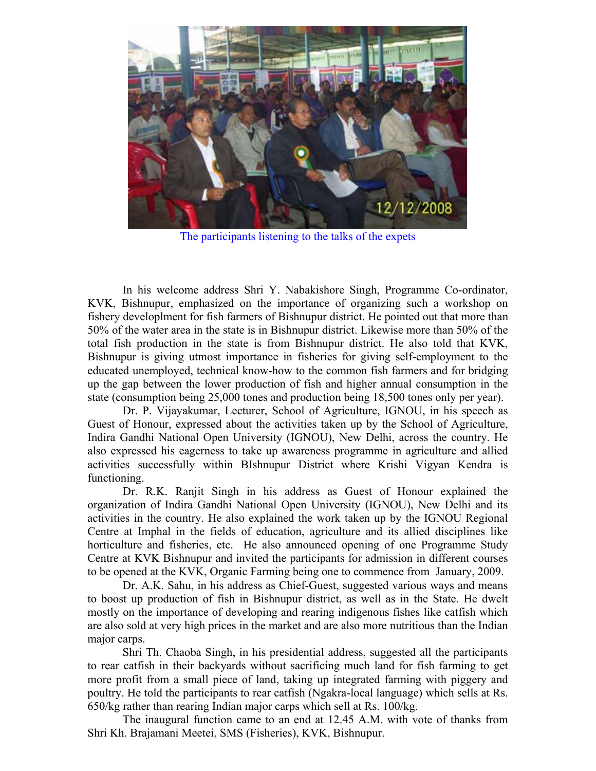The participants listening to the talks of the expets

In his welcome address Shri Y. Nabakishore Singh, Programme Co-ordinator, KVK, Bishnupur, emphasized on the importance of organizing such a workshop on fishery developlment for fish farmers of Bishnupur district. He pointed out that more than 50% of the water area in the state is in Bishnupur district. Likewise more than 50% of the total fish production in the state is from Bishnupur district. He also told that KVK, Bishnupur is giving utmost importance in fisheries for giving self-employment to the educated unemployed, technical know-how to the common fish farmers and for bridging up the gap between the lower production of fish and higher annual consumption in the state (consumption being 25,000 tones and production being 18,500 tones only per year).

Dr. P. Vijayakumar, Lecturer, School of Agriculture, IGNOU, in his speech as Guest of Honour, expressed about the activities taken up by the School of Agriculture, Indira Gandhi National Open University (IGNOU), New Delhi, across the country. He also expressed his eagerness to take up awareness programme in agriculture and allied activities successfully within BIshnupur District where Krishi Vigyan Kendra is functioning.

Dr. R.K. Ranjit Singh in his address as Guest of Honour explained the organization of Indira Gandhi National Open University (IGNOU), New Delhi and its activities in the country. He also explained the work taken up by the IGNOU Regional Centre at Imphal in the fields of education, agriculture and its allied disciplines like horticulture and fisheries, etc. He also announced opening of one Programme Study Centre at KVK Bishnupur and invited the participants for admission in different courses to be opened at the KVK, Organic Farming being one to commence from January, 2009.

Dr. A.K. Sahu, in his address as Chief-Guest, suggested various ways and means to boost up production of fish in Bishnupur district, as well as in the State. He dwelt mostly on the importance of developing and rearing indigenous fishes like catfish which are also sold at very high prices in the market and are also more nutritious than the Indian major carps.

Shri Th. Chaoba Singh, in his presidential address, suggested all the participants to rear catfish in their backyards without sacrificing much land for fish farming to get more profit from a small piece of land, taking up integrated farming with piggery and poultry. He told the participants to rear catfish (Ngakra-local language) which sells at Rs. 650/kg rather than rearing Indian major carps which sell at Rs. 100/kg.

The inaugural function came to an end at 12.45 A.M. with vote of thanks from Shri Kh. Brajamani Meetei, SMS (Fisheries), KVK, Bishnupur.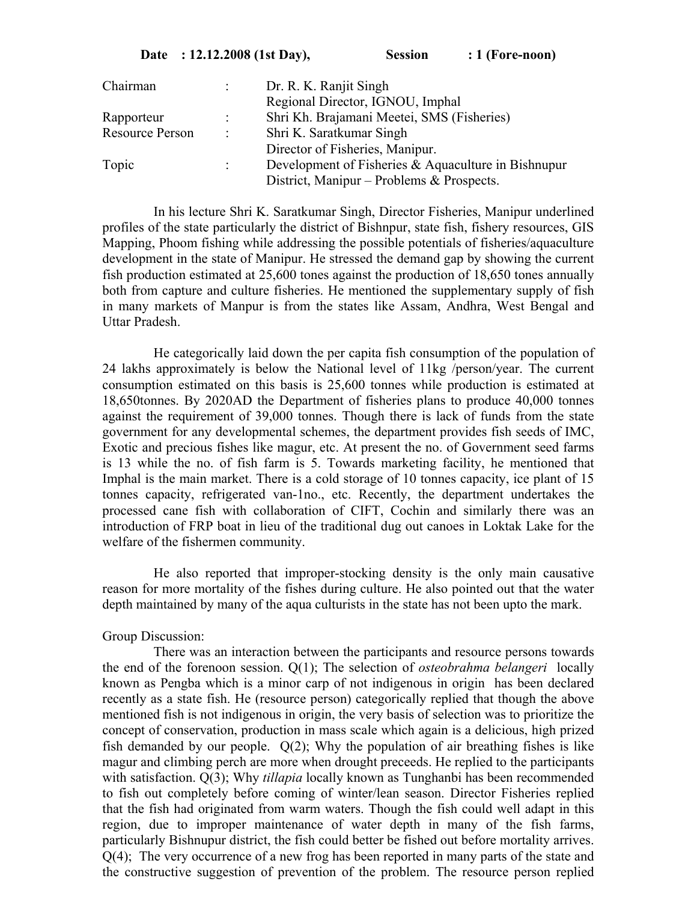**Date : 12.12.2008 (1st Day), Session : 1 (Fore-noon)**

| | | |
|---|---|---|
| Chairman | : | Dr. R. K. Ranjit Singh<br>Regional Director, IGNOU, Imphal |
| Rapporteur | : | Shri Kh. Brajamani Meetei, SMS (Fisheries) |
| Resource Person | : | Shri K. Saratkumar Singh<br>Director of Fisheries, Manipur. |
| Topic | : | Development of Fisheries & Aquaculture in Bishnupur District, Manipur – Problems & Prospects. |

In his lecture Shri K. Saratkumar Singh, Director Fisheries, Manipur underlined profiles of the state particularly the district of Bishnpur, state fish, fishery resources, GIS Mapping, Phoom fishing while addressing the possible potentials of fisheries/aquaculture development in the state of Manipur. He stressed the demand gap by showing the current fish production estimated at 25,600 tones against the production of 18,650 tones annually both from capture and culture fisheries. He mentioned the supplementary supply of fish in many markets of Manpur is from the states like Assam, Andhra, West Bengal and Uttar Pradesh.

He categorically laid down the per capita fish consumption of the population of 24 lakhs approximately is below the National level of 11kg /person/year. The current consumption estimated on this basis is 25,600 tonnes while production is estimated at 18,650tonnes. By 2020AD the Department of fisheries plans to produce 40,000 tonnes against the requirement of 39,000 tonnes. Though there is lack of funds from the state government for any developmental schemes, the department provides fish seeds of IMC, Exotic and precious fishes like magur, etc. At present the no. of Government seed farms is 13 while the no. of fish farm is 5. Towards marketing facility, he mentioned that Imphal is the main market. There is a cold storage of 10 tonnes capacity, ice plant of 15 tonnes capacity, refrigerated van-1no., etc. Recently, the department undertakes the processed cane fish with collaboration of CIFT, Cochin and similarly there was an introduction of FRP boat in lieu of the traditional dug out canoes in Loktak Lake for the welfare of the fishermen community.

He also reported that improper-stocking density is the only main causative reason for more mortality of the fishes during culture. He also pointed out that the water depth maintained by many of the aqua culturists in the state has not been upto the mark.

Group Discussion:

There was an interaction between the participants and resource persons towards the end of the forenoon session. Q(1); The selection of *osteobrahma belangeri* locally known as Pengba which is a minor carp of not indigenous in origin has been declared recently as a state fish. He (resource person) categorically replied that though the above mentioned fish is not indigenous in origin, the very basis of selection was to prioritize the concept of conservation, production in mass scale which again is a delicious, high prized fish demanded by our people. Q(2); Why the population of air breathing fishes is like magur and climbing perch are more when drought preceeds. He replied to the participants with satisfaction. Q(3); Why *tillapia* locally known as Tunghanbi has been recommended to fish out completely before coming of winter/lean season. Director Fisheries replied that the fish had originated from warm waters. Though the fish could well adapt in this region, due to improper maintenance of water depth in many of the fish farms, particularly Bishnupur district, the fish could better be fished out before mortality arrives. Q(4); The very occurrence of a new frog has been reported in many parts of the state and the constructive suggestion of prevention of the problem. The resource person replied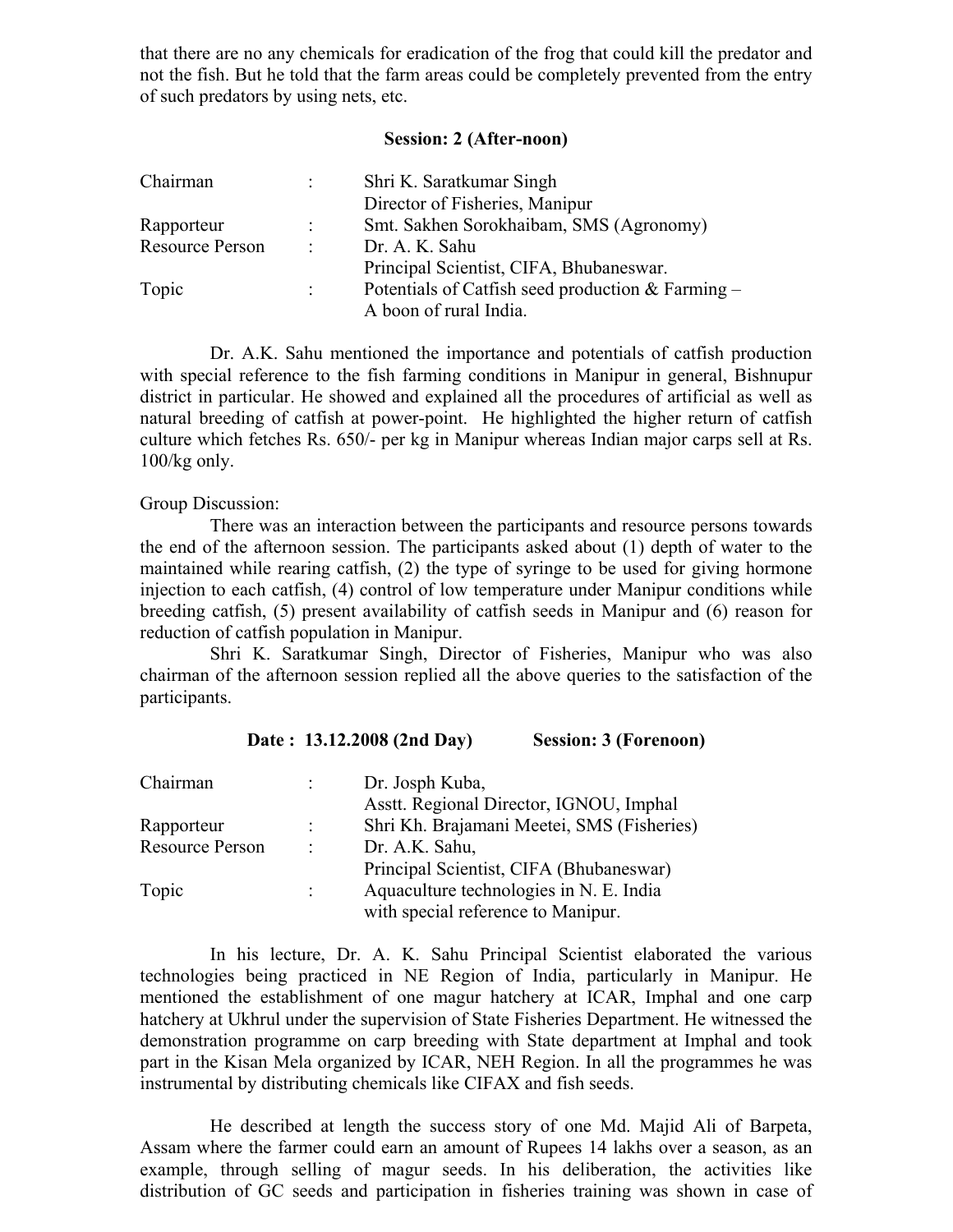that there are no any chemicals for eradication of the frog that could kill the predator and not the fish. But he told that the farm areas could be completely prevented from the entry of such predators by using nets, etc.

**Session: 2 (After-noon)**

| | | |
|---|---|---|
| Chairman | : | Shri K. Saratkumar Singh<br>Director of Fisheries, Manipur |
| Rapporteur | : | Smt. Sakhen Sorokhaibam, SMS (Agronomy) |
| Resource Person | : | Dr. A. K. Sahu<br>Principal Scientist, CIFA, Bhubaneswar. |
| Topic | : | Potentials of Catfish seed production & Farming – A boon of rural India. |

Dr. A.K. Sahu mentioned the importance and potentials of catfish production with special reference to the fish farming conditions in Manipur in general, Bishnupur district in particular. He showed and explained all the procedures of artificial as well as natural breeding of catfish at power-point. He highlighted the higher return of catfish culture which fetches Rs. 650/- per kg in Manipur whereas Indian major carps sell at Rs. 100/kg only.

Group Discussion:

There was an interaction between the participants and resource persons towards the end of the afternoon session. The participants asked about (1) depth of water to the maintained while rearing catfish, (2) the type of syringe to be used for giving hormone injection to each catfish, (4) control of low temperature under Manipur conditions while breeding catfish, (5) present availability of catfish seeds in Manipur and (6) reason for reduction of catfish population in Manipur.

Shri K. Saratkumar Singh, Director of Fisheries, Manipur who was also chairman of the afternoon session replied all the above queries to the satisfaction of the participants.

**Date : 13.12.2008 (2nd Day) Session: 3 (Forenoon)**

| | | |
|---|---|---|
| Chairman | : | Dr. Josph Kuba,<br>Asstt. Regional Director, IGNOU, Imphal |
| Rapporteur | : | Shri Kh. Brajamani Meetei, SMS (Fisheries) |
| Resource Person | : | Dr. A.K. Sahu,<br>Principal Scientist, CIFA (Bhubaneswar) |
| Topic | : | Aquaculture technologies in N. E. India with special reference to Manipur. |

In his lecture, Dr. A. K. Sahu Principal Scientist elaborated the various technologies being practiced in NE Region of India, particularly in Manipur. He mentioned the establishment of one magur hatchery at ICAR, Imphal and one carp hatchery at Ukhrul under the supervision of State Fisheries Department. He witnessed the demonstration programme on carp breeding with State department at Imphal and took part in the Kisan Mela organized by ICAR, NEH Region. In all the programmes he was instrumental by distributing chemicals like CIFAX and fish seeds.

He described at length the success story of one Md. Majid Ali of Barpeta, Assam where the farmer could earn an amount of Rupees 14 lakhs over a season, as an example, through selling of magur seeds. In his deliberation, the activities like distribution of GC seeds and participation in fisheries training was shown in case of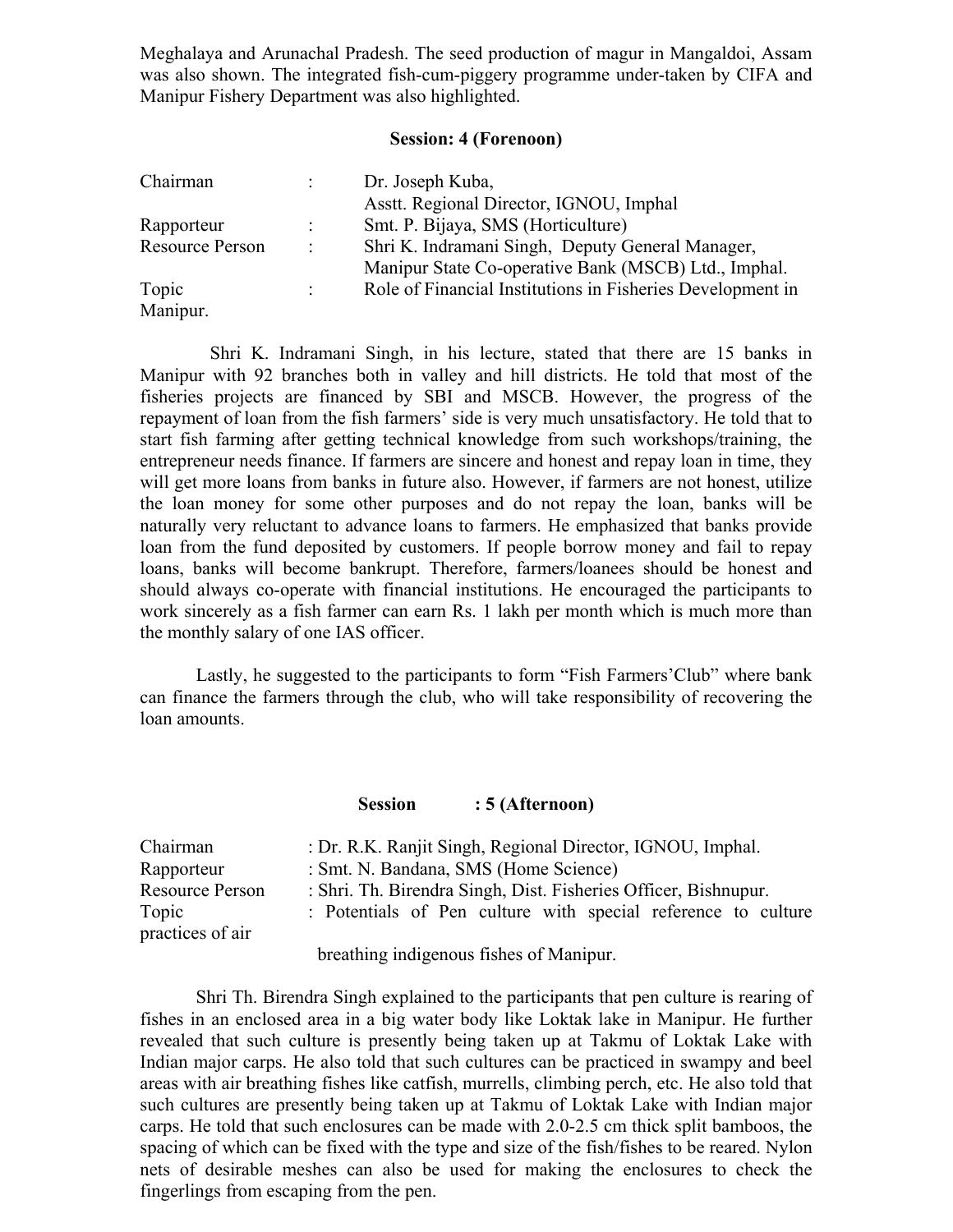Meghalaya and Arunachal Pradesh. The seed production of magur in Mangaldoi, Assam was also shown. The integrated fish-cum-piggery programme under-taken by CIFA and Manipur Fishery Department was also highlighted.

**Session: 4 (Forenoon)**

| | | |
|---|---|---|
| Chairman | : | Dr. Joseph Kuba, Asstt. Regional Director, IGNOU, Imphal |
| Rapporteur | : | Smt. P. Bijaya, SMS (Horticulture) |
| Resource Person | : | Shri K. Indramani Singh, Deputy General Manager, Manipur State Co-operative Bank (MSCB) Ltd., Imphal. |
| Topic | : | Role of Financial Institutions in Fisheries Development in Manipur. |

Shri K. Indramani Singh, in his lecture, stated that there are 15 banks in Manipur with 92 branches both in valley and hill districts. He told that most of the fisheries projects are financed by SBI and MSCB. However, the progress of the repayment of loan from the fish farmers' side is very much unsatisfactory. He told that to start fish farming after getting technical knowledge from such workshops/training, the entrepreneur needs finance. If farmers are sincere and honest and repay loan in time, they will get more loans from banks in future also. However, if farmers are not honest, utilize the loan money for some other purposes and do not repay the loan, banks will be naturally very reluctant to advance loans to farmers. He emphasized that banks provide loan from the fund deposited by customers. If people borrow money and fail to repay loans, banks will become bankrupt. Therefore, farmers/loanees should be honest and should always co-operate with financial institutions. He encouraged the participants to work sincerely as a fish farmer can earn Rs. 1 lakh per month which is much more than the monthly salary of one IAS officer.

Lastly, he suggested to the participants to form "Fish Farmers'Club" where bank can finance the farmers through the club, who will take responsibility of recovering the loan amounts.

**Session : 5 (Afternoon)**

| | |
|---|---|
| Chairman | : Dr. R.K. Ranjit Singh, Regional Director, IGNOU, Imphal. |
| Rapporteur | : Smt. N. Bandana, SMS (Home Science) |
| Resource Person | : Shri. Th. Birendra Singh, Dist. Fisheries Officer, Bishnupur. |
| Topic | : Potentials of Pen culture with special reference to culture practices of air breathing indigenous fishes of Manipur. |

Shri Th. Birendra Singh explained to the participants that pen culture is rearing of fishes in an enclosed area in a big water body like Loktak lake in Manipur. He further revealed that such culture is presently being taken up at Takmu of Loktak Lake with Indian major carps. He also told that such cultures can be practiced in swampy and beel areas with air breathing fishes like catfish, murrells, climbing perch, etc. He also told that such cultures are presently being taken up at Takmu of Loktak Lake with Indian major carps. He told that such enclosures can be made with 2.0-2.5 cm thick split bamboos, the spacing of which can be fixed with the type and size of the fish/fishes to be reared. Nylon nets of desirable meshes can also be used for making the enclosures to check the fingerlings from escaping from the pen.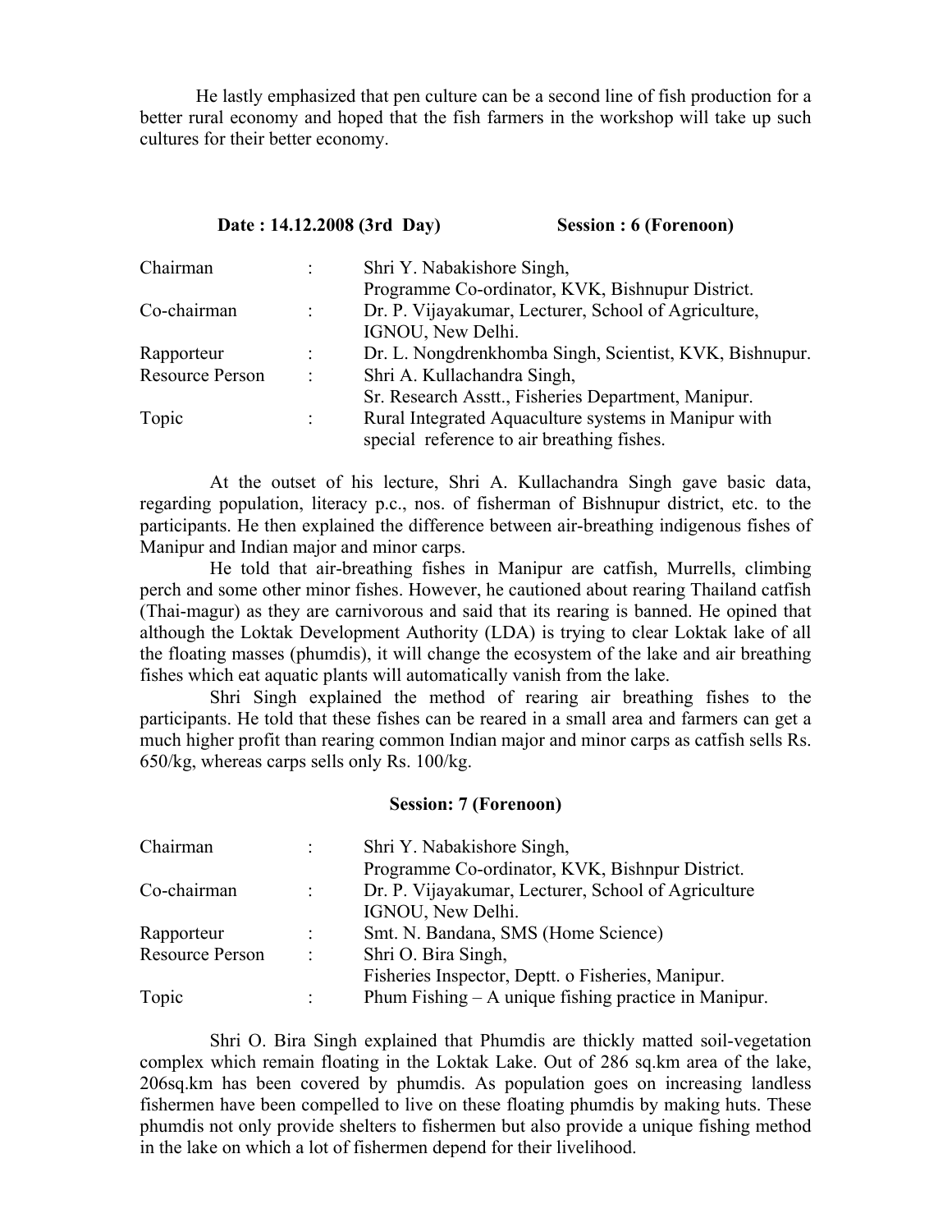He lastly emphasized that pen culture can be a second line of fish production for a better rural economy and hoped that the fish farmers in the workshop will take up such cultures for their better economy.

**Date : 14.12.2008 (3rd Day) Session : 6 (Forenoon)**

| | | |
|---|---|---|
| Chairman | : | Shri Y. Nabakishore Singh, Programme Co-ordinator, KVK, Bishnupur District. |
| Co-chairman | : | Dr. P. Vijayakumar, Lecturer, School of Agriculture, IGNOU, New Delhi. |
| Rapporteur | : | Dr. L. Nongdrenkhomba Singh, Scientist, KVK, Bishnupur. |
| Resource Person | : | Shri A. Kullachandra Singh, Sr. Research Asstt., Fisheries Department, Manipur. |
| Topic | : | Rural Integrated Aquaculture systems in Manipur with special reference to air breathing fishes. |

At the outset of his lecture, Shri A. Kullachandra Singh gave basic data, regarding population, literacy p.c., nos. of fisherman of Bishnupur district, etc. to the participants. He then explained the difference between air-breathing indigenous fishes of Manipur and Indian major and minor carps.

He told that air-breathing fishes in Manipur are catfish, Murrells, climbing perch and some other minor fishes. However, he cautioned about rearing Thailand catfish (Thai-magur) as they are carnivorous and said that its rearing is banned. He opined that although the Loktak Development Authority (LDA) is trying to clear Loktak lake of all the floating masses (phumdis), it will change the ecosystem of the lake and air breathing fishes which eat aquatic plants will automatically vanish from the lake.

Shri Singh explained the method of rearing air breathing fishes to the participants. He told that these fishes can be reared in a small area and farmers can get a much higher profit than rearing common Indian major and minor carps as catfish sells Rs. 650/kg, whereas carps sells only Rs. 100/kg.

**Session: 7 (Forenoon)**

| | | |
|---|---|---|
| Chairman | : | Shri Y. Nabakishore Singh, Programme Co-ordinator, KVK, Bishnpur District. |
| Co-chairman | : | Dr. P. Vijayakumar, Lecturer, School of Agriculture IGNOU, New Delhi. |
| Rapporteur | : | Smt. N. Bandana, SMS (Home Science) |
| Resource Person | : | Shri O. Bira Singh, Fisheries Inspector, Deptt. o Fisheries, Manipur. |
| Topic | : | Phum Fishing – A unique fishing practice in Manipur. |

Shri O. Bira Singh explained that Phumdis are thickly matted soil-vegetation complex which remain floating in the Loktak Lake. Out of 286 sq.km area of the lake, 206sq.km has been covered by phumdis. As population goes on increasing landless fishermen have been compelled to live on these floating phumdis by making huts. These phumdis not only provide shelters to fishermen but also provide a unique fishing method in the lake on which a lot of fishermen depend for their livelihood.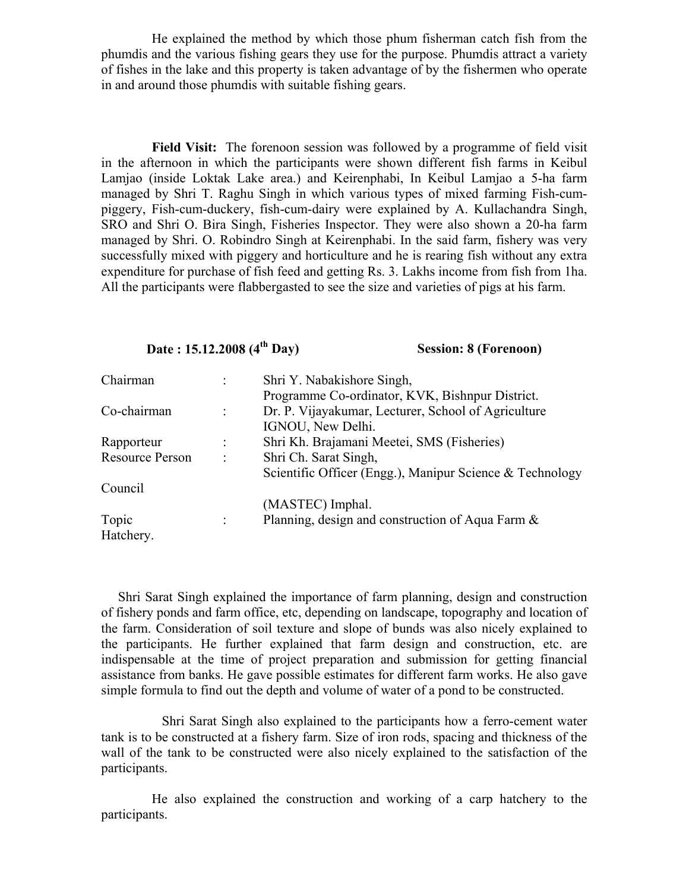He explained the method by which those phum fisherman catch fish from the phumdis and the various fishing gears they use for the purpose. Phumdis attract a variety of fishes in the lake and this property is taken advantage of by the fishermen who operate in and around those phumdis with suitable fishing gears.

**Field Visit:** The forenoon session was followed by a programme of field visit in the afternoon in which the participants were shown different fish farms in Keibul Lamjao (inside Loktak Lake area.) and Keirenphabi, In Keibul Lamjao a 5-ha farm managed by Shri T. Raghu Singh in which various types of mixed farming Fish-cum-piggery, Fish-cum-duckery, fish-cum-dairy were explained by A. Kullachandra Singh, SRO and Shri O. Bira Singh, Fisheries Inspector. They were also shown a 20-ha farm managed by Shri. O. Robindro Singh at Keirenphabi. In the said farm, fishery was very successfully mixed with piggery and horticulture and he is rearing fish without any extra expenditure for purchase of fish feed and getting Rs. 3. Lakhs income from fish from 1ha. All the participants were flabbergasted to see the size and varieties of pigs at his farm.

**Date : 15.12.2008 (4th Day)** **Session: 8 (Forenoon)**

| | | |
|---|---|---|
| Chairman | : | Shri Y. Nabakishore Singh, Programme Co-ordinator, KVK, Bishnpur District. |
| Co-chairman | : | Dr. P. Vijayakumar, Lecturer, School of Agriculture IGNOU, New Delhi. |
| Rapporteur | : | Shri Kh. Brajamani Meetei, SMS (Fisheries) |
| Resource Person | : | Shri Ch. Sarat Singh, Scientific Officer (Engg.), Manipur Science & Technology Council (MASTEC) Imphal. |
| Topic | : | Planning, design and construction of Aqua Farm & Hatchery. |

Shri Sarat Singh explained the importance of farm planning, design and construction of fishery ponds and farm office, etc, depending on landscape, topography and location of the farm. Consideration of soil texture and slope of bunds was also nicely explained to the participants. He further explained that farm design and construction, etc. are indispensable at the time of project preparation and submission for getting financial assistance from banks. He gave possible estimates for different farm works. He also gave simple formula to find out the depth and volume of water of a pond to be constructed.

Shri Sarat Singh also explained to the participants how a ferro-cement water tank is to be constructed at a fishery farm. Size of iron rods, spacing and thickness of the wall of the tank to be constructed were also nicely explained to the satisfaction of the participants.

He also explained the construction and working of a carp hatchery to the participants.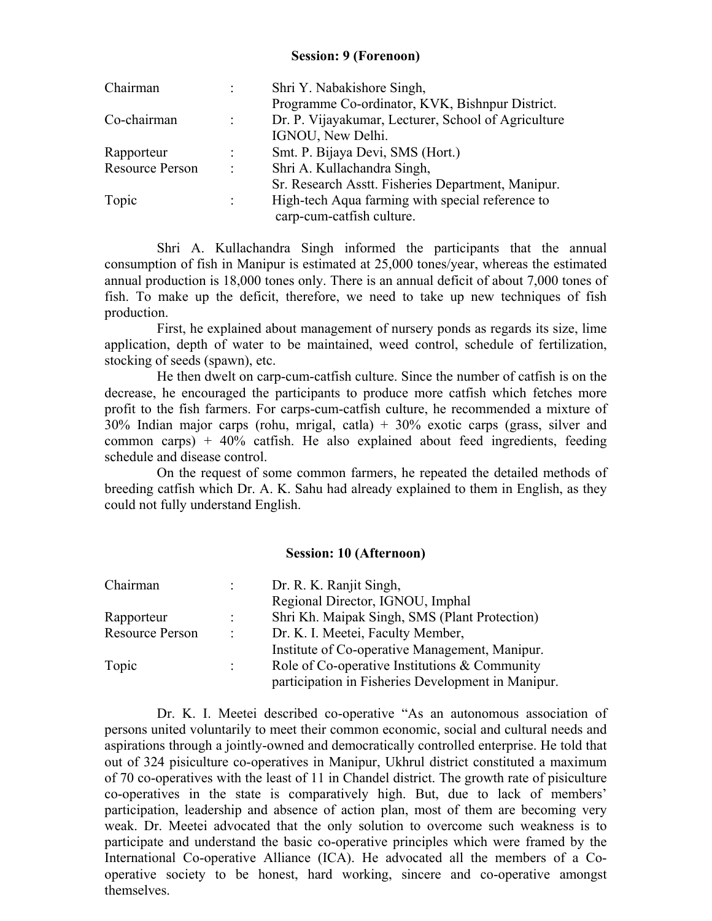### Session: 9 (Forenoon)

| | | |
|---|---|---|
| Chairman | : | Shri Y. Nabakishore Singh, Programme Co-ordinator, KVK, Bishnpur District. |
| Co-chairman | : | Dr. P. Vijayakumar, Lecturer, School of Agriculture IGNOU, New Delhi. |
| Rapporteur | : | Smt. P. Bijaya Devi, SMS (Hort.) |
| Resource Person | : | Shri A. Kullachandra Singh, Sr. Research Asstt. Fisheries Department, Manipur. |
| Topic | : | High-tech Aqua farming with special reference to carp-cum-catfish culture. |

Shri A. Kullachandra Singh informed the participants that the annual consumption of fish in Manipur is estimated at 25,000 tones/year, whereas the estimated annual production is 18,000 tones only. There is an annual deficit of about 7,000 tones of fish. To make up the deficit, therefore, we need to take up new techniques of fish production.

First, he explained about management of nursery ponds as regards its size, lime application, depth of water to be maintained, weed control, schedule of fertilization, stocking of seeds (spawn), etc.

He then dwelt on carp-cum-catfish culture. Since the number of catfish is on the decrease, he encouraged the participants to produce more catfish which fetches more profit to the fish farmers. For carps-cum-catfish culture, he recommended a mixture of 30% Indian major carps (rohu, mrigal, catla) + 30% exotic carps (grass, silver and common carps) + 40% catfish. He also explained about feed ingredients, feeding schedule and disease control.

On the request of some common farmers, he repeated the detailed methods of breeding catfish which Dr. A. K. Sahu had already explained to them in English, as they could not fully understand English.

### Session: 10 (Afternoon)

| | | |
|---|---|---|
| Chairman | : | Dr. R. K. Ranjit Singh, Regional Director, IGNOU, Imphal |
| Rapporteur | : | Shri Kh. Maipak Singh, SMS (Plant Protection) |
| Resource Person | : | Dr. K. I. Meetei, Faculty Member, Institute of Co-operative Management, Manipur. |
| Topic | : | Role of Co-operative Institutions & Community participation in Fisheries Development in Manipur. |

Dr. K. I. Meetei described co-operative "As an autonomous association of persons united voluntarily to meet their common economic, social and cultural needs and aspirations through a jointly-owned and democratically controlled enterprise. He told that out of 324 pisiculture co-operatives in Manipur, Ukhrul district constituted a maximum of 70 co-operatives with the least of 11 in Chandel district. The growth rate of pisiculture co-operatives in the state is comparatively high. But, due to lack of members' participation, leadership and absence of action plan, most of them are becoming very weak. Dr. Meetei advocated that the only solution to overcome such weakness is to participate and understand the basic co-operative principles which were framed by the International Co-operative Alliance (ICA). He advocated all the members of a Co-operative society to be honest, hard working, sincere and co-operative amongst themselves.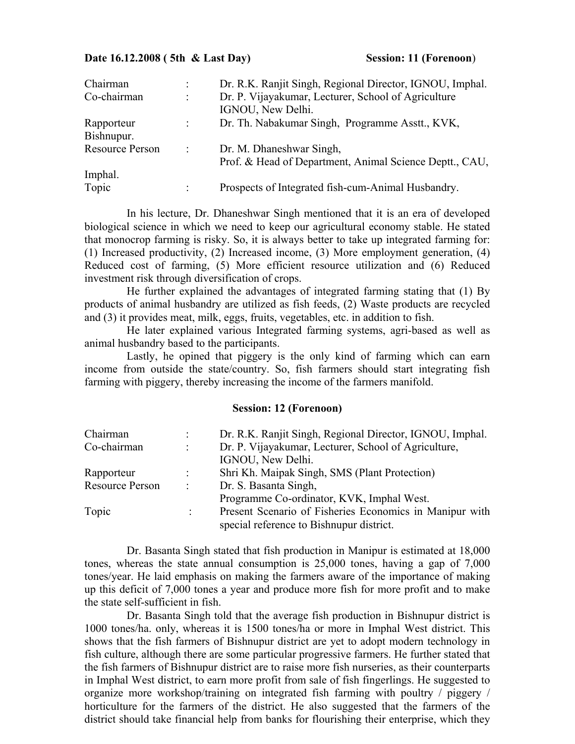**Date 16.12.2008 ( 5th & Last Day)** **Session: 11 (Forenoon)**

| | | |
|---|---|---|
| Chairman | : | Dr. R.K. Ranjit Singh, Regional Director, IGNOU, Imphal. |
| Co-chairman | : | Dr. P. Vijayakumar, Lecturer, School of Agriculture IGNOU, New Delhi. |
| Rapporteur | : | Dr. Th. Nabakumar Singh, Programme Asstt., KVK, Bishnupur. |
| Resource Person | : | Dr. M. Dhaneshwar Singh, Prof. & Head of Department, Animal Science Deptt., CAU, Imphal. |
| Topic | : | Prospects of Integrated fish-cum-Animal Husbandry. |

In his lecture, Dr. Dhaneshwar Singh mentioned that it is an era of developed biological science in which we need to keep our agricultural economy stable. He stated that monocrop farming is risky. So, it is always better to take up integrated farming for: (1) Increased productivity, (2) Increased income, (3) More employment generation, (4) Reduced cost of farming, (5) More efficient resource utilization and (6) Reduced investment risk through diversification of crops.

He further explained the advantages of integrated farming stating that (1) By products of animal husbandry are utilized as fish feeds, (2) Waste products are recycled and (3) it provides meat, milk, eggs, fruits, vegetables, etc. in addition to fish.

He later explained various Integrated farming systems, agri-based as well as animal husbandry based to the participants.

Lastly, he opined that piggery is the only kind of farming which can earn income from outside the state/country. So, fish farmers should start integrating fish farming with piggery, thereby increasing the income of the farmers manifold.

**Session: 12 (Forenoon)**

| | | |
|---|---|---|
| Chairman | : | Dr. R.K. Ranjit Singh, Regional Director, IGNOU, Imphal. |
| Co-chairman | : | Dr. P. Vijayakumar, Lecturer, School of Agriculture, IGNOU, New Delhi. |
| Rapporteur | : | Shri Kh. Maipak Singh, SMS (Plant Protection) |
| Resource Person | : | Dr. S. Basanta Singh, Programme Co-ordinator, KVK, Imphal West. |
| Topic | : | Present Scenario of Fisheries Economics in Manipur with special reference to Bishnupur district. |

Dr. Basanta Singh stated that fish production in Manipur is estimated at 18,000 tones, whereas the state annual consumption is 25,000 tones, having a gap of 7,000 tones/year. He laid emphasis on making the farmers aware of the importance of making up this deficit of 7,000 tones a year and produce more fish for more profit and to make the state self-sufficient in fish.

Dr. Basanta Singh told that the average fish production in Bishnupur district is 1000 tones/ha. only, whereas it is 1500 tones/ha or more in Imphal West district. This shows that the fish farmers of Bishnupur district are yet to adopt modern technology in fish culture, although there are some particular progressive farmers. He further stated that the fish farmers of Bishnupur district are to raise more fish nurseries, as their counterparts in Imphal West district, to earn more profit from sale of fish fingerlings. He suggested to organize more workshop/training on integrated fish farming with poultry / piggery / horticulture for the farmers of the district. He also suggested that the farmers of the district should take financial help from banks for flourishing their enterprise, which they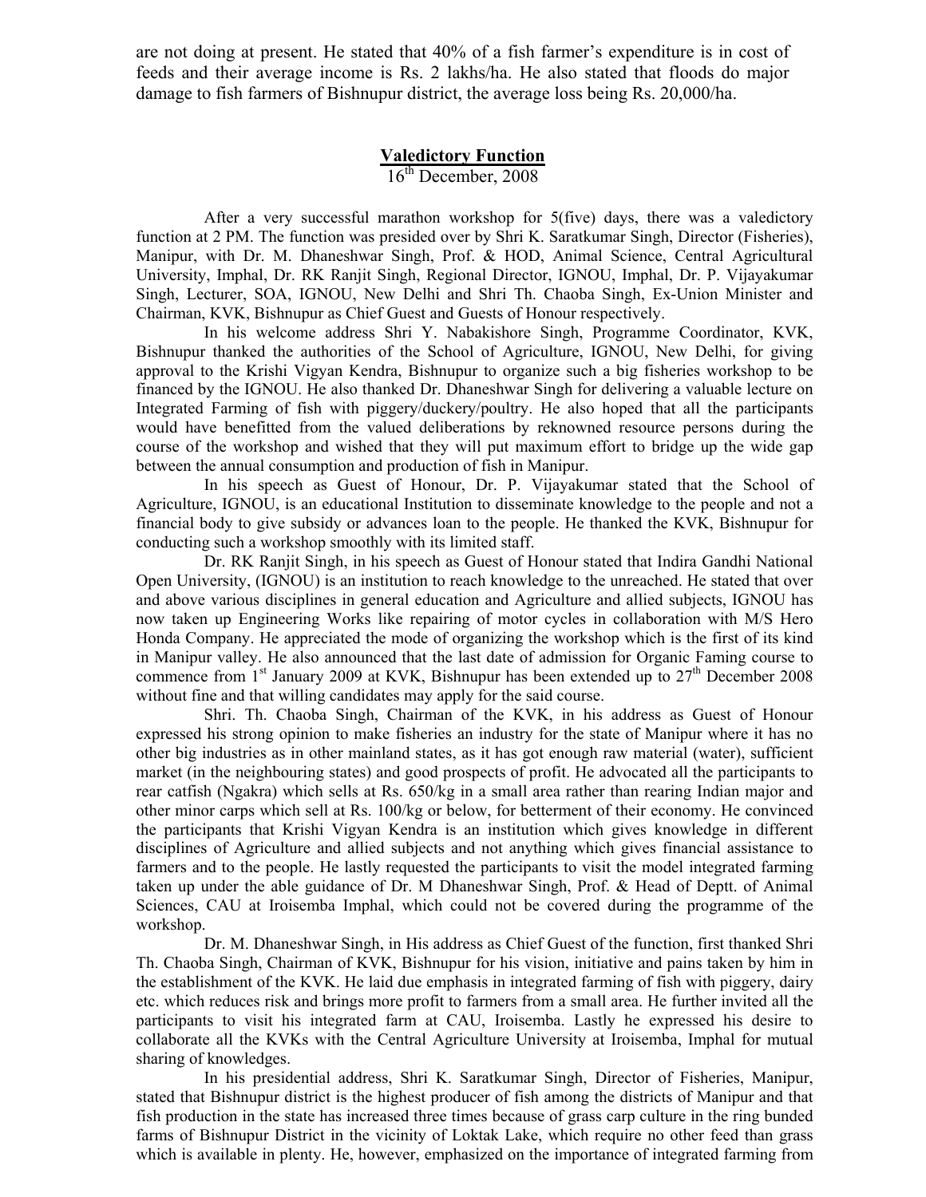are not doing at present. He stated that 40% of a fish farmer's expenditure is in cost of feeds and their average income is Rs. 2 lakhs/ha. He also stated that floods do major damage to fish farmers of Bishnupur district, the average loss being Rs. 20,000/ha.

## Valedictory Function

16th December, 2008

After a very successful marathon workshop for 5(five) days, there was a valedictory function at 2 PM. The function was presided over by Shri K. Saratkumar Singh, Director (Fisheries), Manipur, with Dr. M. Dhaneshwar Singh, Prof. & HOD, Animal Science, Central Agricultural University, Imphal, Dr. RK Ranjit Singh, Regional Director, IGNOU, Imphal, Dr. P. Vijayakumar Singh, Lecturer, SOA, IGNOU, New Delhi and Shri Th. Chaoba Singh, Ex-Union Minister and Chairman, KVK, Bishnupur as Chief Guest and Guests of Honour respectively.

In his welcome address Shri Y. Nabakishore Singh, Programme Coordinator, KVK, Bishnupur thanked the authorities of the School of Agriculture, IGNOU, New Delhi, for giving approval to the Krishi Vigyan Kendra, Bishnupur to organize such a big fisheries workshop to be financed by the IGNOU. He also thanked Dr. Dhaneshwar Singh for delivering a valuable lecture on Integrated Farming of fish with piggery/duckery/poultry. He also hoped that all the participants would have benefitted from the valued deliberations by reknowned resource persons during the course of the workshop and wished that they will put maximum effort to bridge up the wide gap between the annual consumption and production of fish in Manipur.

In his speech as Guest of Honour, Dr. P. Vijayakumar stated that the School of Agriculture, IGNOU, is an educational Institution to disseminate knowledge to the people and not a financial body to give subsidy or advances loan to the people. He thanked the KVK, Bishnupur for conducting such a workshop smoothly with its limited staff.

Dr. RK Ranjit Singh, in his speech as Guest of Honour stated that Indira Gandhi National Open University, (IGNOU) is an institution to reach knowledge to the unreached. He stated that over and above various disciplines in general education and Agriculture and allied subjects, IGNOU has now taken up Engineering Works like repairing of motor cycles in collaboration with M/S Hero Honda Company. He appreciated the mode of organizing the workshop which is the first of its kind in Manipur valley. He also announced that the last date of admission for Organic Faming course to commence from 1st January 2009 at KVK, Bishnupur has been extended up to 27th December 2008 without fine and that willing candidates may apply for the said course.

Shri. Th. Chaoba Singh, Chairman of the KVK, in his address as Guest of Honour expressed his strong opinion to make fisheries an industry for the state of Manipur where it has no other big industries as in other mainland states, as it has got enough raw material (water), sufficient market (in the neighbouring states) and good prospects of profit. He advocated all the participants to rear catfish (Ngakra) which sells at Rs. 650/kg in a small area rather than rearing Indian major and other minor carps which sell at Rs. 100/kg or below, for betterment of their economy. He convinced the participants that Krishi Vigyan Kendra is an institution which gives knowledge in different disciplines of Agriculture and allied subjects and not anything which gives financial assistance to farmers and to the people. He lastly requested the participants to visit the model integrated farming taken up under the able guidance of Dr. M Dhaneshwar Singh, Prof. & Head of Deptt. of Animal Sciences, CAU at Iroisemba Imphal, which could not be covered during the programme of the workshop.

Dr. M. Dhaneshwar Singh, in His address as Chief Guest of the function, first thanked Shri Th. Chaoba Singh, Chairman of KVK, Bishnupur for his vision, initiative and pains taken by him in the establishment of the KVK. He laid due emphasis in integrated farming of fish with piggery, dairy etc. which reduces risk and brings more profit to farmers from a small area. He further invited all the participants to visit his integrated farm at CAU, Iroisemba. Lastly he expressed his desire to collaborate all the KVKs with the Central Agriculture University at Iroisemba, Imphal for mutual sharing of knowledges.

In his presidential address, Shri K. Saratkumar Singh, Director of Fisheries, Manipur, stated that Bishnupur district is the highest producer of fish among the districts of Manipur and that fish production in the state has increased three times because of grass carp culture in the ring bunded farms of Bishnupur District in the vicinity of Loktak Lake, which require no other feed than grass which is available in plenty. He, however, emphasized on the importance of integrated farming from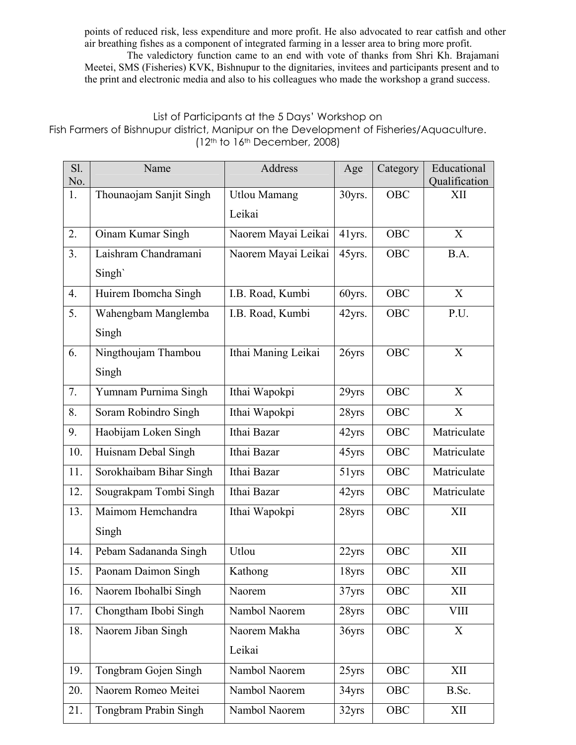points of reduced risk, less expenditure and more profit. He also advocated to rear catfish and other air breathing fishes as a component of integrated farming in a lesser area to bring more profit.

The valedictory function came to an end with vote of thanks from Shri Kh. Brajamani Meetei, SMS (Fisheries) KVK, Bishnupur to the dignitaries, invitees and participants present and to the print and electronic media and also to his colleagues who made the workshop a grand success.

List of Participants at the 5 Days' Workshop on
Fish Farmers of Bishnupur district, Manipur on the Development of Fisheries/Aquaculture.
(12th to 16th December, 2008)

| Sl. No. | Name | Address | Age | Category | Educational Qualification |
|---|---|---|---|---|---|
| 1. | Thounaojam Sanjit Singh | Utlou Mamang Leikai | 30yrs. | OBC | XII |
| 2. | Oinam Kumar Singh | Naorem Mayai Leikai | 41yrs. | OBC | X |
| 3. | Laishram Chandramani Singh` | Naorem Mayai Leikai | 45yrs. | OBC | B.A. |
| 4. | Huirem Ibomcha Singh | I.B. Road, Kumbi | 60yrs. | OBC | X |
| 5. | Wahengbam Manglemba Singh | I.B. Road, Kumbi | 42yrs. | OBC | P.U. |
| 6. | Ningthoujam Thambou Singh | Ithai Maning Leikai | 26yrs | OBC | X |
| 7. | Yumnam Purnima Singh | Ithai Wapokpi | 29yrs | OBC | X |
| 8. | Soram Robindro Singh | Ithai Wapokpi | 28yrs | OBC | X |
| 9. | Haobijam Loken Singh | Ithai Bazar | 42yrs | OBC | Matriculate |
| 10. | Huisnam Debal Singh | Ithai Bazar | 45yrs | OBC | Matriculate |
| 11. | Sorokhaibam Bihar Singh | Ithai Bazar | 51yrs | OBC | Matriculate |
| 12. | Sougrakpam Tombi Singh | Ithai Bazar | 42yrs | OBC | Matriculate |
| 13. | Maimom Hemchandra Singh | Ithai Wapokpi | 28yrs | OBC | XII |
| 14. | Pebam Sadananda Singh | Utlou | 22yrs | OBC | XII |
| 15. | Paonam Daimon Singh | Kathong | 18yrs | OBC | XII |
| 16. | Naorem Ibohalbi Singh | Naorem | 37yrs | OBC | XII |
| 17. | Chongtham Ibobi Singh | Nambol Naorem | 28yrs | OBC | VIII |
| 18. | Naorem Jiban Singh | Naorem Makha Leikai | 36yrs | OBC | X |
| 19. | Tongbram Gojen Singh | Nambol Naorem | 25yrs | OBC | XII |
| 20. | Naorem Romeo Meitei | Nambol Naorem | 34yrs | OBC | B.Sc. |
| 21. | Tongbram Prabin Singh | Nambol Naorem | 32yrs | OBC | XII |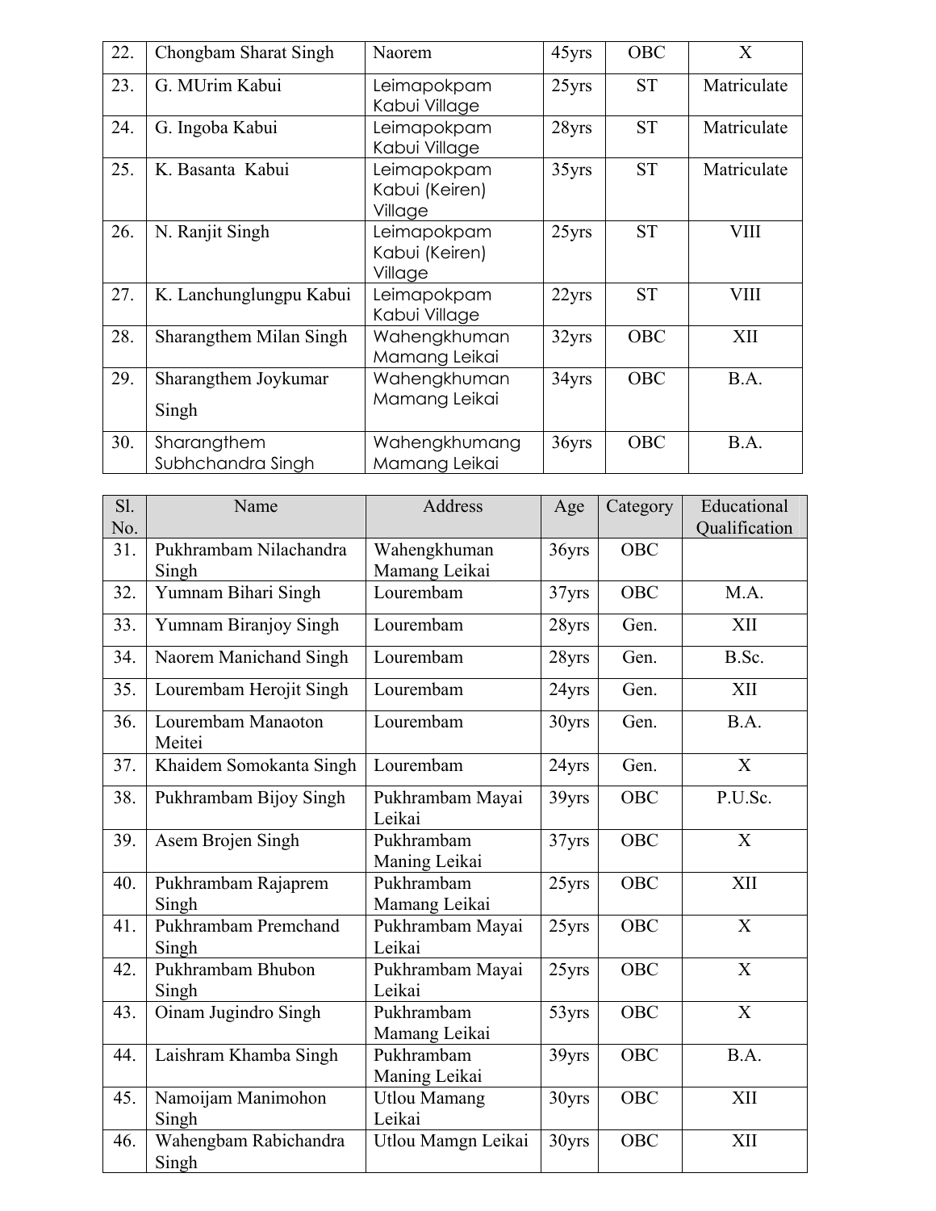| Sl. No. | Name | Address | Age | Category | Educational Qualification |
|---|---|---|---|---|---|
| 22. | Chongbam Sharat Singh | Naorem | 45yrs | OBC | X |
| 23. | G. MUrim Kabui | Leimapokpam Kabui Village | 25yrs | ST | Matriculate |
| 24. | G. Ingoba Kabui | Leimapokpam Kabui Village | 28yrs | ST | Matriculate |
| 25. | K. Basanta Kabui | Leimapokpam Kabui (Keiren) Village | 35yrs | ST | Matriculate |
| 26. | N. Ranjit Singh | Leimapokpam Kabui (Keiren) Village | 25yrs | ST | VIII |
| 27. | K. Lanchunglungpu Kabui | Leimapokpam Kabui Village | 22yrs | ST | VIII |
| 28. | Sharangthem Milan Singh | Wahengkhuman Mamang Leikai | 32yrs | OBC | XII |
| 29. | Sharangthem Joykumar Singh | Wahengkhuman Mamang Leikai | 34yrs | OBC | B.A. |
| 30. | Sharangthem Subhchandra Singh | Wahengkhumang Mamang Leikai | 36yrs | OBC | B.A. |
| 31. | Pukhrambam Nilachandra Singh | Wahengkhuman Mamang Leikai | 36yrs | OBC | |
| 32. | Yumnam Bihari Singh | Lourembam | 37yrs | OBC | M.A. |
| 33. | Yumnam Biranjoy Singh | Lourembam | 28yrs | Gen. | XII |
| 34. | Naorem Manichand Singh | Lourembam | 28yrs | Gen. | B.Sc. |
| 35. | Lourembam Herojit Singh | Lourembam | 24yrs | Gen. | XII |
| 36. | Lourembam Manaoton Meitei | Lourembam | 30yrs | Gen. | B.A. |
| 37. | Khaidem Somokanta Singh | Lourembam | 24yrs | Gen. | X |
| 38. | Pukhrambam Bijoy Singh | Pukhrambam Mayai Leikai | 39yrs | OBC | P.U.Sc. |
| 39. | Asem Brojen Singh | Pukhrambam Maning Leikai | 37yrs | OBC | X |
| 40. | Pukhrambam Rajaprem Singh | Pukhrambam Mamang Leikai | 25yrs | OBC | XII |
| 41. | Pukhrambam Premchand Singh | Pukhrambam Mayai Leikai | 25yrs | OBC | X |
| 42. | Pukhrambam Bhubon Singh | Pukhrambam Mayai Leikai | 25yrs | OBC | X |
| 43. | Oinam Jugindro Singh | Pukhrambam Mamang Leikai | 53yrs | OBC | X |
| 44. | Laishram Khamba Singh | Pukhrambam Maning Leikai | 39yrs | OBC | B.A. |
| 45. | Namoijam Manimohon Singh | Utlou Mamang Leikai | 30yrs | OBC | XII |
| 46. | Wahengbam Rabichandra Singh | Utlou Mamgn Leikai | 30yrs | OBC | XII |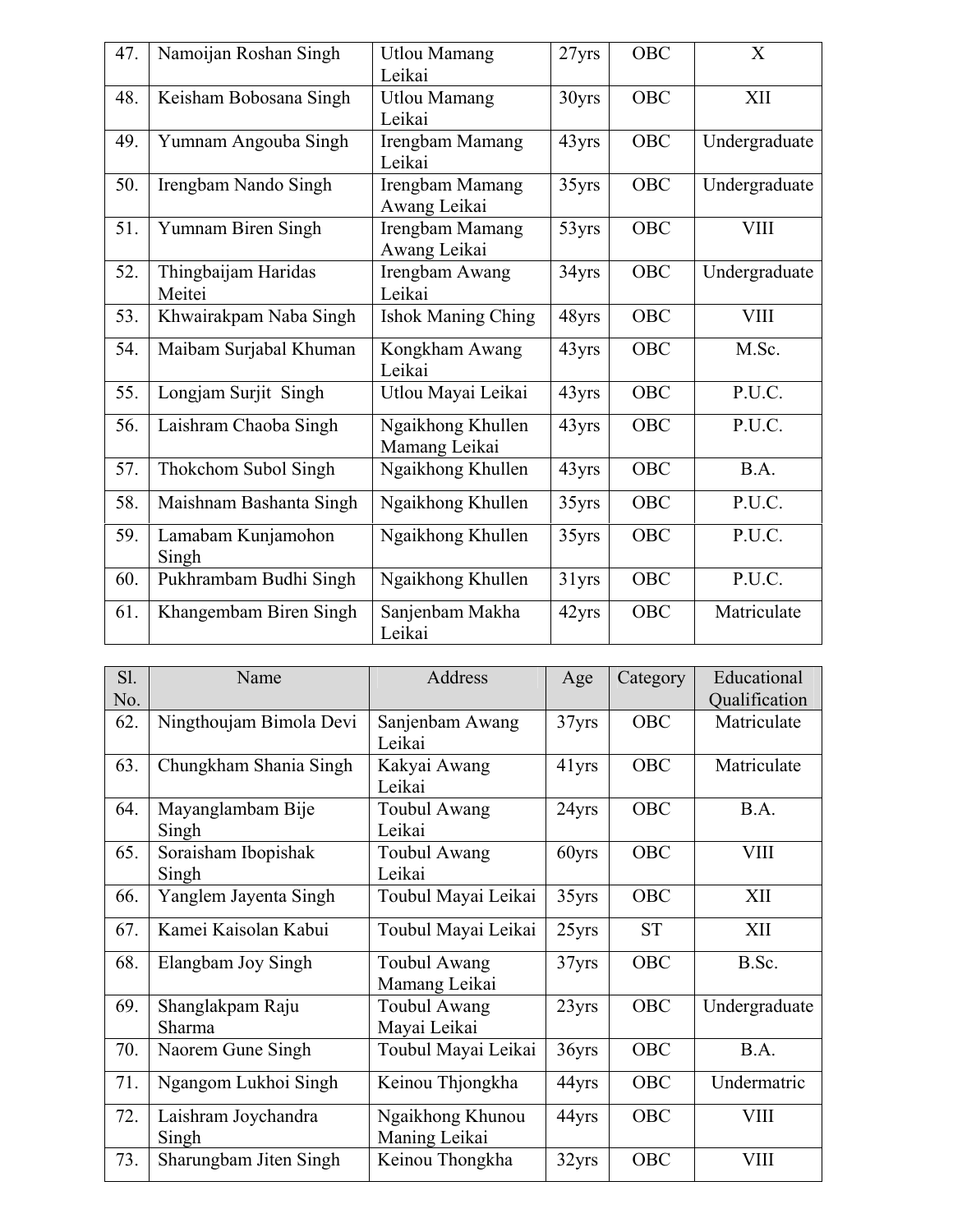| Sl. No. | Name | Address | Age | Category | Educational Qualification |
|---|---|---|---|---|---|
| 47. | Namoijan Roshan Singh | Utlou Mamang Leikai | 27yrs | OBC | X |
| 48. | Keisham Bobosana Singh | Utlou Mamang Leikai | 30yrs | OBC | XII |
| 49. | Yumnam Angouba Singh | Irengbam Mamang Leikai | 43yrs | OBC | Undergraduate |
| 50. | Irengbam Nando Singh | Irengbam Mamang Awang Leikai | 35yrs | OBC | Undergraduate |
| 51. | Yumnam Biren Singh | Irengbam Mamang Awang Leikai | 53yrs | OBC | VIII |
| 52. | Thingbaijam Haridas Meitei | Irengbam Awang Leikai | 34yrs | OBC | Undergraduate |
| 53. | Khwairakpam Naba Singh | Ishok Maning Ching | 48yrs | OBC | VIII |
| 54. | Maibam Surjabal Khuman | Kongkham Awang Leikai | 43yrs | OBC | M.Sc. |
| 55. | Longjam Surjit Singh | Utlou Mayai Leikai | 43yrs | OBC | P.U.C. |
| 56. | Laishram Chaoba Singh | Ngaikhong Khullen Mamang Leikai | 43yrs | OBC | P.U.C. |
| 57. | Thokchom Subol Singh | Ngaikhong Khullen | 43yrs | OBC | B.A. |
| 58. | Maishnam Bashanta Singh | Ngaikhong Khullen | 35yrs | OBC | P.U.C. |
| 59. | Lamabam Kunjamohon Singh | Ngaikhong Khullen | 35yrs | OBC | P.U.C. |
| 60. | Pukhrambam Budhi Singh | Ngaikhong Khullen | 31yrs | OBC | P.U.C. |
| 61. | Khangembam Biren Singh | Sanjenbam Makha Leikai | 42yrs | OBC | Matriculate |
| 62. | Ningthoujam Bimola Devi | Sanjenbam Awang Leikai | 37yrs | OBC | Matriculate |
| 63. | Chungkham Shania Singh | Kakyai Awang Leikai | 41yrs | OBC | Matriculate |
| 64. | Mayanglambam Bije Singh | Toubul Awang Leikai | 24yrs | OBC | B.A. |
| 65. | Soraisham Ibopishak Singh | Toubul Awang Leikai | 60yrs | OBC | VIII |
| 66. | Yanglem Jayenta Singh | Toubul Mayai Leikai | 35yrs | OBC | XII |
| 67. | Kamei Kaisolan Kabui | Toubul Mayai Leikai | 25yrs | ST | XII |
| 68. | Elangbam Joy Singh | Toubul Awang Mamang Leikai | 37yrs | OBC | B.Sc. |
| 69. | Shanglakpam Raju Sharma | Toubul Awang Mayai Leikai | 23yrs | OBC | Undergraduate |
| 70. | Naorem Gune Singh | Toubul Mayai Leikai | 36yrs | OBC | B.A. |
| 71. | Ngangom Lukhoi Singh | Keinou Thjongkha | 44yrs | OBC | Undermatric |
| 72. | Laishram Joychandra Singh | Ngaikhong Khunou Maning Leikai | 44yrs | OBC | VIII |
| 73. | Sharungbam Jiten Singh | Keinou Thongkha | 32yrs | OBC | VIII |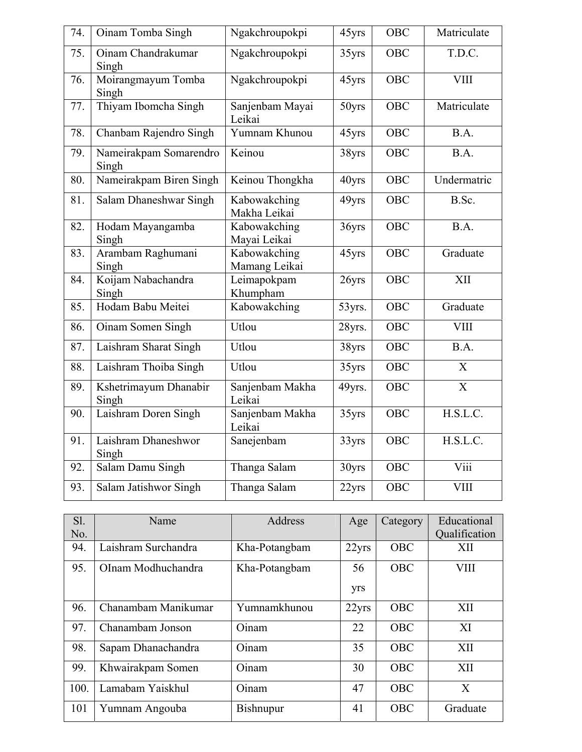| | | | | | |
|---|---|---|---|---|---|
| 74. | Oinam Tomba Singh | Ngakchroupokpi | 45yrs | OBC | Matriculate |
| 75. | Oinam Chandrakumar Singh | Ngakchroupokpi | 35yrs | OBC | T.D.C. |
| 76. | Moirangmayum Tomba Singh | Ngakchroupokpi | 45yrs | OBC | VIII |
| 77. | Thiyam Ibomcha Singh | Sanjenbam Mayai Leikai | 50yrs | OBC | Matriculate |
| 78. | Chanbam Rajendro Singh | Yumnam Khunou | 45yrs | OBC | B.A. |
| 79. | Nameirakpam Somarendro Singh | Keinou | 38yrs | OBC | B.A. |
| 80. | Nameirakpam Biren Singh | Keinou Thongkha | 40yrs | OBC | Undermatric |
| 81. | Salam Dhaneshwar Singh | Kabowakching Makha Leikai | 49yrs | OBC | B.Sc. |
| 82. | Hodam Mayangamba Singh | Kabowakching Mayai Leikai | 36yrs | OBC | B.A. |
| 83. | Arambam Raghumani Singh | Kabowakching Mamang Leikai | 45yrs | OBC | Graduate |
| 84. | Koijam Nabachandra Singh | Leimapokpam Khumpham | 26yrs | OBC | XII |
| 85. | Hodam Babu Meitei | Kabowakching | 53yrs. | OBC | Graduate |
| 86. | Oinam Somen Singh | Utlou | 28yrs. | OBC | VIII |
| 87. | Laishram Sharat Singh | Utlou | 38yrs | OBC | B.A. |
| 88. | Laishram Thoiba Singh | Utlou | 35yrs | OBC | X |
| 89. | Kshetrimayum Dhanabir Singh | Sanjenbam Makha Leikai | 49yrs. | OBC | X |
| 90. | Laishram Doren Singh | Sanjenbam Makha Leikai | 35yrs | OBC | H.S.L.C. |
| 91. | Laishram Dhaneshwor Singh | Sanejenbam | 33yrs | OBC | H.S.L.C. |
| 92. | Salam Damu Singh | Thanga Salam | 30yrs | OBC | Viii |
| 93. | Salam Jatishwor Singh | Thanga Salam | 22yrs | OBC | VIII |

| Sl. No. | Name | Address | Age | Category | Educational Qualification |
|---|---|---|---|---|---|
| 94. | Laishram Surchandra | Kha-Potangbam | 22yrs | OBC | XII |
| 95. | OInam Modhuchandra | Kha-Potangbam | 56 yrs | OBC | VIII |
| 96. | Chanambam Manikumar | Yumnamkhunou | 22yrs | OBC | XII |
| 97. | Chanambam Jonson | Oinam | 22 | OBC | XI |
| 98. | Sapam Dhanachandra | Oinam | 35 | OBC | XII |
| 99. | Khwairakpam Somen | Oinam | 30 | OBC | XII |
| 100. | Lamabam Yaiskhul | Oinam | 47 | OBC | X |
| 101 | Yumnam Angouba | Bishnupur | 41 | OBC | Graduate |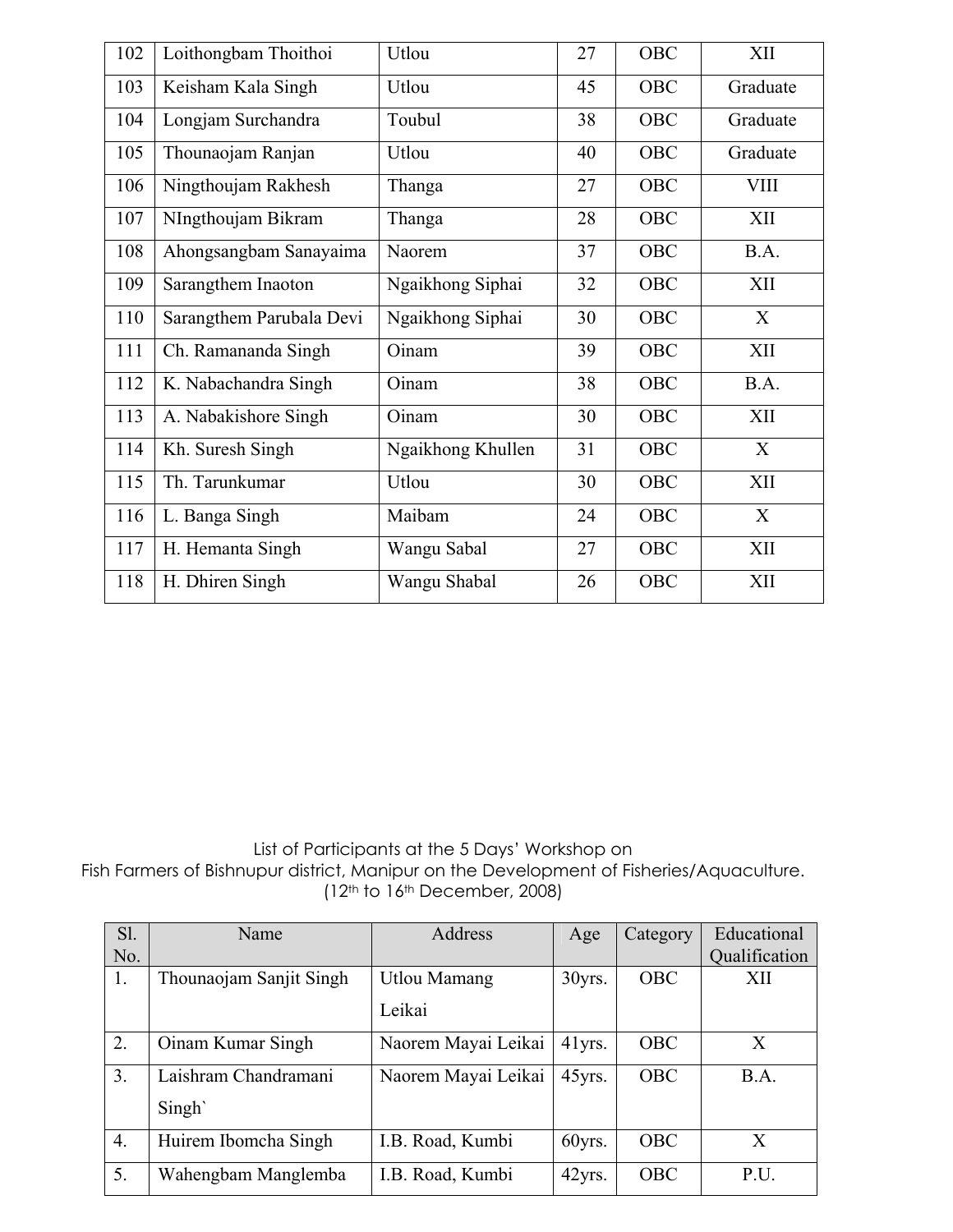| | | | | | |
|---|---|---|---|---|---|
| 102 | Loithongbam Thoithoi | Utlou | 27 | OBC | XII |
| 103 | Keisham Kala Singh | Utlou | 45 | OBC | Graduate |
| 104 | Longjam Surchandra | Toubul | 38 | OBC | Graduate |
| 105 | Thounaojam Ranjan | Utlou | 40 | OBC | Graduate |
| 106 | Ningthoujam Rakhesh | Thanga | 27 | OBC | VIII |
| 107 | NIngthoujam Bikram | Thanga | 28 | OBC | XII |
| 108 | Ahongsangbam Sanayaima | Naorem | 37 | OBC | B.A. |
| 109 | Sarangthem Inaoton | Ngaikhong Siphai | 32 | OBC | XII |
| 110 | Sarangthem Parubala Devi | Ngaikhong Siphai | 30 | OBC | X |
| 111 | Ch. Ramananda Singh | Oinam | 39 | OBC | XII |
| 112 | K. Nabachandra Singh | Oinam | 38 | OBC | B.A. |
| 113 | A. Nabakishore Singh | Oinam | 30 | OBC | XII |
| 114 | Kh. Suresh Singh | Ngaikhong Khullen | 31 | OBC | X |
| 115 | Th. Tarunkumar | Utlou | 30 | OBC | XII |
| 116 | L. Banga Singh | Maibam | 24 | OBC | X |
| 117 | H. Hemanta Singh | Wangu Sabal | 27 | OBC | XII |
| 118 | H. Dhiren Singh | Wangu Shabal | 26 | OBC | XII |

List of Participants at the 5 Days' Workshop on
Fish Farmers of Bishnupur district, Manipur on the Development of Fisheries/Aquaculture.
(12th to 16th December, 2008)

| Sl. No. | Name | Address | Age | Category | Educational Qualification |
|---|---|---|---|---|---|
| 1. | Thounaojam Sanjit Singh | Utlou Mamang Leikai | 30yrs. | OBC | XII |
| 2. | Oinam Kumar Singh | Naorem Mayai Leikai | 41yrs. | OBC | X |
| 3. | Laishram Chandramani Singh` | Naorem Mayai Leikai | 45yrs. | OBC | B.A. |
| 4. | Huirem Ibomcha Singh | I.B. Road, Kumbi | 60yrs. | OBC | X |
| 5. | Wahengbam Manglemba | I.B. Road, Kumbi | 42yrs. | OBC | P.U. |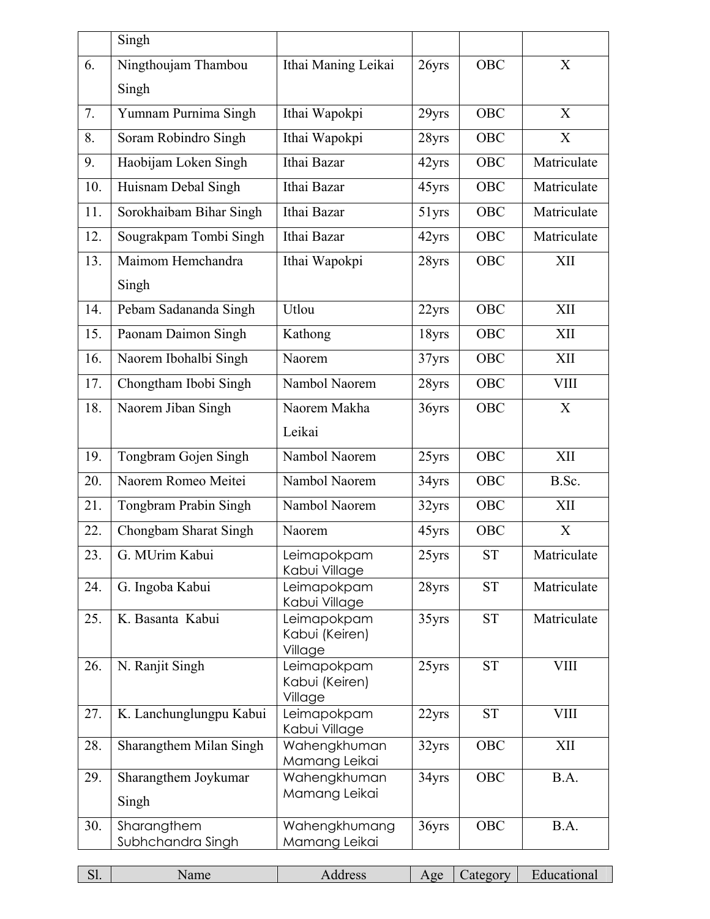| | Singh | | | | |
|---|---|---|---|---|---|
| 6. | Ningthoujam Thambou Singh | Ithai Maning Leikai | 26yrs | OBC | X |
| 7. | Yumnam Purnima Singh | Ithai Wapokpi | 29yrs | OBC | X |
| 8. | Soram Robindro Singh | Ithai Wapokpi | 28yrs | OBC | X |
| 9. | Haobijam Loken Singh | Ithai Bazar | 42yrs | OBC | Matriculate |
| 10. | Huisnam Debal Singh | Ithai Bazar | 45yrs | OBC | Matriculate |
| 11. | Sorokhaibam Bihar Singh | Ithai Bazar | 51yrs | OBC | Matriculate |
| 12. | Sougrakpam Tombi Singh | Ithai Bazar | 42yrs | OBC | Matriculate |
| 13. | Maimom Hemchandra Singh | Ithai Wapokpi | 28yrs | OBC | XII |
| 14. | Pebam Sadananda Singh | Utlou | 22yrs | OBC | XII |
| 15. | Paonam Daimon Singh | Kathong | 18yrs | OBC | XII |
| 16. | Naorem Ibohalbi Singh | Naorem | 37yrs | OBC | XII |
| 17. | Chongtham Ibobi Singh | Nambol Naorem | 28yrs | OBC | VIII |
| 18. | Naorem Jiban Singh | Naorem Makha Leikai | 36yrs | OBC | X |
| 19. | Tongbram Gojen Singh | Nambol Naorem | 25yrs | OBC | XII |
| 20. | Naorem Romeo Meitei | Nambol Naorem | 34yrs | OBC | B.Sc. |
| 21. | Tongbram Prabin Singh | Nambol Naorem | 32yrs | OBC | XII |
| 22. | Chongbam Sharat Singh | Naorem | 45yrs | OBC | X |
| 23. | G. MUrim Kabui | Leimapokpam Kabui Village | 25yrs | ST | Matriculate |
| 24. | G. Ingoba Kabui | Leimapokpam Kabui Village | 28yrs | ST | Matriculate |
| 25. | K. Basanta Kabui | Leimapokpam Kabui (Keiren) Village | 35yrs | ST | Matriculate |
| 26. | N. Ranjit Singh | Leimapokpam Kabui (Keiren) Village | 25yrs | ST | VIII |
| 27. | K. Lanchunglungpu Kabui | Leimapokpam Kabui Village | 22yrs | ST | VIII |
| 28. | Sharangthem Milan Singh | Wahengkhuman Mamang Leikai | 32yrs | OBC | XII |
| 29. | Sharangthem Joykumar Singh | Wahengkhuman Mamang Leikai | 34yrs | OBC | B.A. |
| 30. | Sharangthem Subhchandra Singh | Wahengkhumang Mamang Leikai | 36yrs | OBC | B.A. |

| Sl. | Name | Address | Age | Category | Educational |
|---|---|---|---|---|---|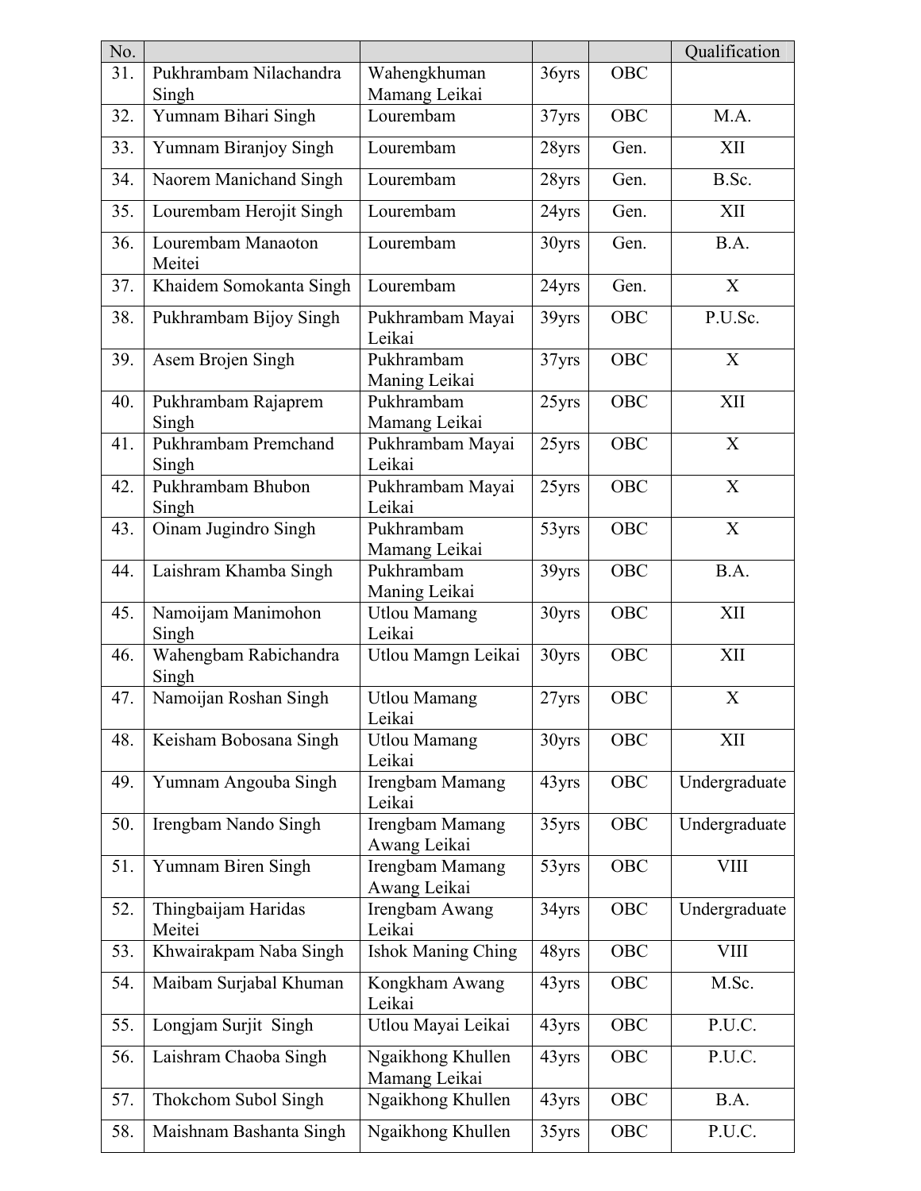| No. | | | | | Qualification |
|---|---|---|---|---|---|
| 31. | Pukhrambam Nilachandra Singh | Wahengkhuman Mamang Leikai | 36yrs | OBC | |
| 32. | Yumnam Bihari Singh | Lourembam | 37yrs | OBC | M.A. |
| 33. | Yumnam Biranjoy Singh | Lourembam | 28yrs | Gen. | XII |
| 34. | Naorem Manichand Singh | Lourembam | 28yrs | Gen. | B.Sc. |
| 35. | Lourembam Herojit Singh | Lourembam | 24yrs | Gen. | XII |
| 36. | Lourembam Manaoton Meitei | Lourembam | 30yrs | Gen. | B.A. |
| 37. | Khaidem Somokanta Singh | Lourembam | 24yrs | Gen. | X |
| 38. | Pukhrambam Bijoy Singh | Pukhrambam Mayai Leikai | 39yrs | OBC | P.U.Sc. |
| 39. | Asem Brojen Singh | Pukhrambam Maning Leikai | 37yrs | OBC | X |
| 40. | Pukhrambam Rajaprem Singh | Pukhrambam Mamang Leikai | 25yrs | OBC | XII |
| 41. | Pukhrambam Premchand Singh | Pukhrambam Mayai Leikai | 25yrs | OBC | X |
| 42. | Pukhrambam Bhubon Singh | Pukhrambam Mayai Leikai | 25yrs | OBC | X |
| 43. | Oinam Jugindro Singh | Pukhrambam Mamang Leikai | 53yrs | OBC | X |
| 44. | Laishram Khamba Singh | Pukhrambam Maning Leikai | 39yrs | OBC | B.A. |
| 45. | Namoijam Manimohon Singh | Utlou Mamang Leikai | 30yrs | OBC | XII |
| 46. | Wahengbam Rabichandra Singh | Utlou Mamgn Leikai | 30yrs | OBC | XII |
| 47. | Namoijan Roshan Singh | Utlou Mamang Leikai | 27yrs | OBC | X |
| 48. | Keisham Bobosana Singh | Utlou Mamang Leikai | 30yrs | OBC | XII |
| 49. | Yumnam Angouba Singh | Irengbam Mamang Leikai | 43yrs | OBC | Undergraduate |
| 50. | Irengbam Nando Singh | Irengbam Mamang Awang Leikai | 35yrs | OBC | Undergraduate |
| 51. | Yumnam Biren Singh | Irengbam Mamang Awang Leikai | 53yrs | OBC | VIII |
| 52. | Thingbaijam Haridas Meitei | Irengbam Awang Leikai | 34yrs | OBC | Undergraduate |
| 53. | Khwairakpam Naba Singh | Ishok Maning Ching | 48yrs | OBC | VIII |
| 54. | Maibam Surjabal Khuman | Kongkham Awang Leikai | 43yrs | OBC | M.Sc. |
| 55. | Longjam Surjit Singh | Utlou Mayai Leikai | 43yrs | OBC | P.U.C. |
| 56. | Laishram Chaoba Singh | Ngaikhong Khullen Mamang Leikai | 43yrs | OBC | P.U.C. |
| 57. | Thokchom Subol Singh | Ngaikhong Khullen | 43yrs | OBC | B.A. |
| 58. | Maishnam Bashanta Singh | Ngaikhong Khullen | 35yrs | OBC | P.U.C. |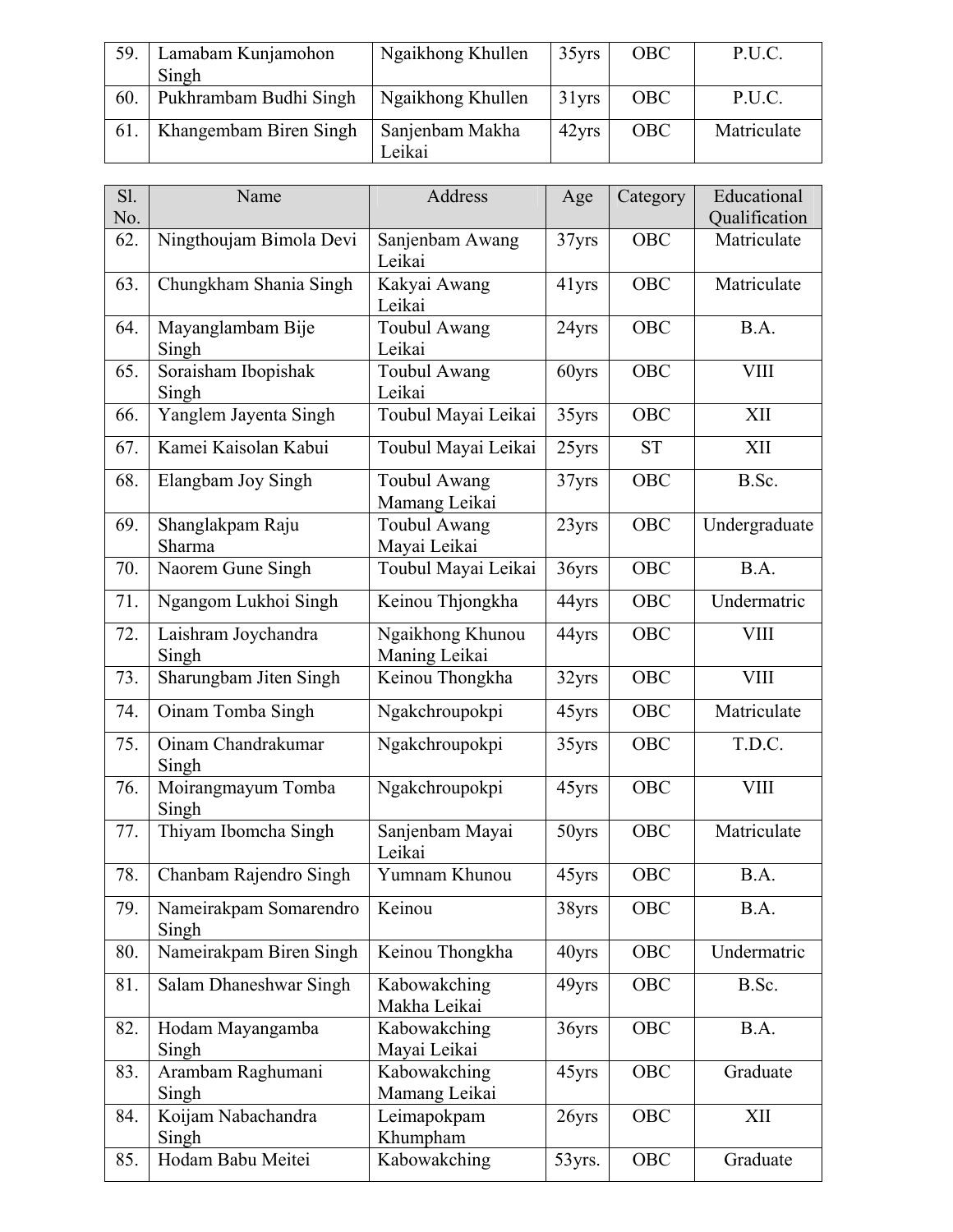| Sl. No. | Name | Address | Age | Category | Educational Qualification |
|---|---|---|---|---|---|
| 59. | Lamabam Kunjamohon Singh | Ngaikhong Khullen | 35yrs | OBC | P.U.C. |
| 60. | Pukhrambam Budhi Singh | Ngaikhong Khullen | 31yrs | OBC | P.U.C. |
| 61. | Khangembam Biren Singh | Sanjenbam Makha Leikai | 42yrs | OBC | Matriculate |
| 62. | Ningthoujam Bimola Devi | Sanjenbam Awang Leikai | 37yrs | OBC | Matriculate |
| 63. | Chungkham Shania Singh | Kakyai Awang Leikai | 41yrs | OBC | Matriculate |
| 64. | Mayanglambam Bije Singh | Toubul Awang Leikai | 24yrs | OBC | B.A. |
| 65. | Soraisham Ibopishak Singh | Toubul Awang Leikai | 60yrs | OBC | VIII |
| 66. | Yanglem Jayenta Singh | Toubul Mayai Leikai | 35yrs | OBC | XII |
| 67. | Kamei Kaisolan Kabui | Toubul Mayai Leikai | 25yrs | ST | XII |
| 68. | Elangbam Joy Singh | Toubul Awang Mamang Leikai | 37yrs | OBC | B.Sc. |
| 69. | Shanglakpam Raju Sharma | Toubul Awang Mayai Leikai | 23yrs | OBC | Undergraduate |
| 70. | Naorem Gune Singh | Toubul Mayai Leikai | 36yrs | OBC | B.A. |
| 71. | Ngangom Lukhoi Singh | Keinou Thjongkha | 44yrs | OBC | Undermatric |
| 72. | Laishram Joychandra Singh | Ngaikhong Khunou Maning Leikai | 44yrs | OBC | VIII |
| 73. | Sharungbam Jiten Singh | Keinou Thongkha | 32yrs | OBC | VIII |
| 74. | Oinam Tomba Singh | Ngakchroupokpi | 45yrs | OBC | Matriculate |
| 75. | Oinam Chandrakumar Singh | Ngakchroupokpi | 35yrs | OBC | T.D.C. |
| 76. | Moirangmayum Tomba Singh | Ngakchroupokpi | 45yrs | OBC | VIII |
| 77. | Thiyam Ibomcha Singh | Sanjenbam Mayai Leikai | 50yrs | OBC | Matriculate |
| 78. | Chanbam Rajendro Singh | Yumnam Khunou | 45yrs | OBC | B.A. |
| 79. | Nameirakpam Somarendro Singh | Keinou | 38yrs | OBC | B.A. |
| 80. | Nameirakpam Biren Singh | Keinou Thongkha | 40yrs | OBC | Undermatric |
| 81. | Salam Dhaneshwar Singh | Kabowakching Makha Leikai | 49yrs | OBC | B.Sc. |
| 82. | Hodam Mayangamba Singh | Kabowakching Mayai Leikai | 36yrs | OBC | B.A. |
| 83. | Arambam Raghumani Singh | Kabowakching Mamang Leikai | 45yrs | OBC | Graduate |
| 84. | Koijam Nabachandra Singh | Leimapokpam Khumpham | 26yrs | OBC | XII |
| 85. | Hodam Babu Meitei | Kabowakching | 53yrs. | OBC | Graduate |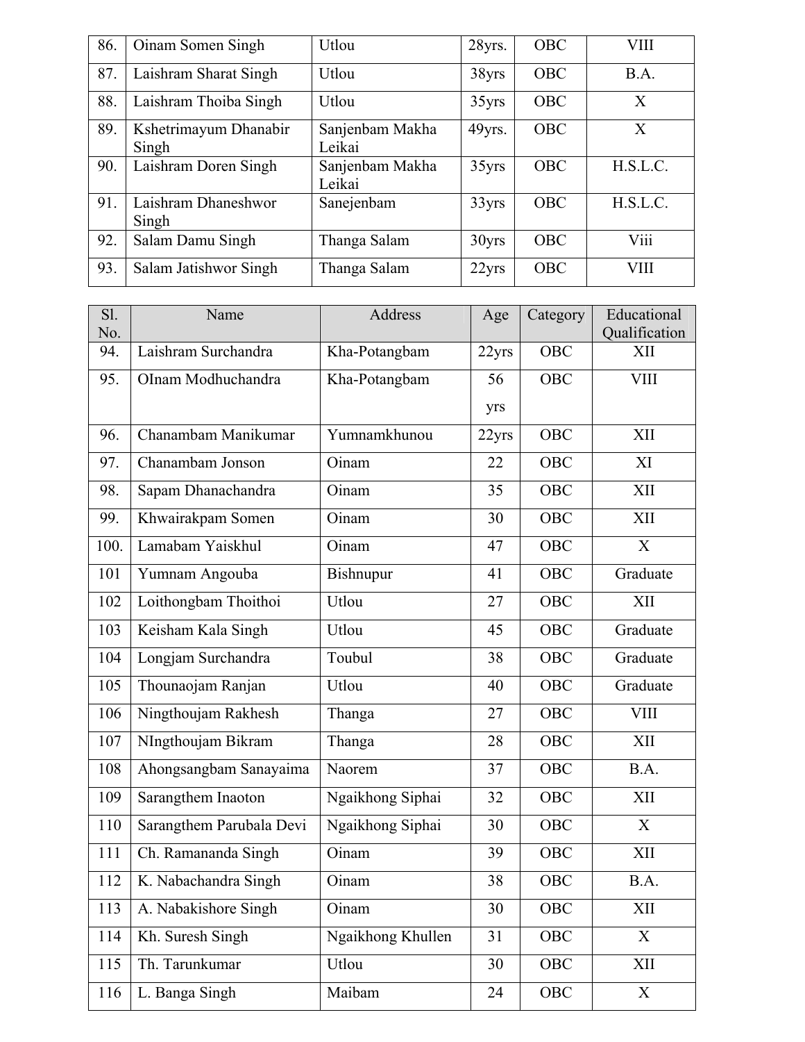| 86. | Oinam Somen Singh | Utlou | 28yrs. | OBC | VIII |
|---|---|---|---|---|---|
| 87. | Laishram Sharat Singh | Utlou | 38yrs | OBC | B.A. |
| 88. | Laishram Thoiba Singh | Utlou | 35yrs | OBC | X |
| 89. | Kshetrimayum Dhanabir Singh | Sanjenbam Makha Leikai | 49yrs. | OBC | X |
| 90. | Laishram Doren Singh | Sanjenbam Makha Leikai | 35yrs | OBC | H.S.L.C. |
| 91. | Laishram Dhaneshwor Singh | Sanejenbam | 33yrs | OBC | H.S.L.C. |
| 92. | Salam Damu Singh | Thanga Salam | 30yrs | OBC | Viii |
| 93. | Salam Jatishwor Singh | Thanga Salam | 22yrs | OBC | VIII |

| Sl. No. | Name | Address | Age | Category | Educational Qualification |
|---|---|---|---|---|---|
| 94. | Laishram Surchandra | Kha-Potangbam | 22yrs | OBC | XII |
| 95. | OInam Modhuchandra | Kha-Potangbam | 56 yrs | OBC | VIII |
| 96. | Chanambam Manikumar | Yumnamkhunou | 22yrs | OBC | XII |
| 97. | Chanambam Jonson | Oinam | 22 | OBC | XI |
| 98. | Sapam Dhanachandra | Oinam | 35 | OBC | XII |
| 99. | Khwairakpam Somen | Oinam | 30 | OBC | XII |
| 100. | Lamabam Yaiskhul | Oinam | 47 | OBC | X |
| 101 | Yumnam Angouba | Bishnupur | 41 | OBC | Graduate |
| 102 | Loithongbam Thoithoi | Utlou | 27 | OBC | XII |
| 103 | Keisham Kala Singh | Utlou | 45 | OBC | Graduate |
| 104 | Longjam Surchandra | Toubul | 38 | OBC | Graduate |
| 105 | Thounaojam Ranjan | Utlou | 40 | OBC | Graduate |
| 106 | Ningthoujam Rakhesh | Thanga | 27 | OBC | VIII |
| 107 | NIngthoujam Bikram | Thanga | 28 | OBC | XII |
| 108 | Ahongsangbam Sanayaima | Naorem | 37 | OBC | B.A. |
| 109 | Sarangthem Inaoton | Ngaikhong Siphai | 32 | OBC | XII |
| 110 | Sarangthem Parubala Devi | Ngaikhong Siphai | 30 | OBC | X |
| 111 | Ch. Ramananda Singh | Oinam | 39 | OBC | XII |
| 112 | K. Nabachandra Singh | Oinam | 38 | OBC | B.A. |
| 113 | A. Nabakishore Singh | Oinam | 30 | OBC | XII |
| 114 | Kh. Suresh Singh | Ngaikhong Khullen | 31 | OBC | X |
| 115 | Th. Tarunkumar | Utlou | 30 | OBC | XII |
| 116 | L. Banga Singh | Maibam | 24 | OBC | X |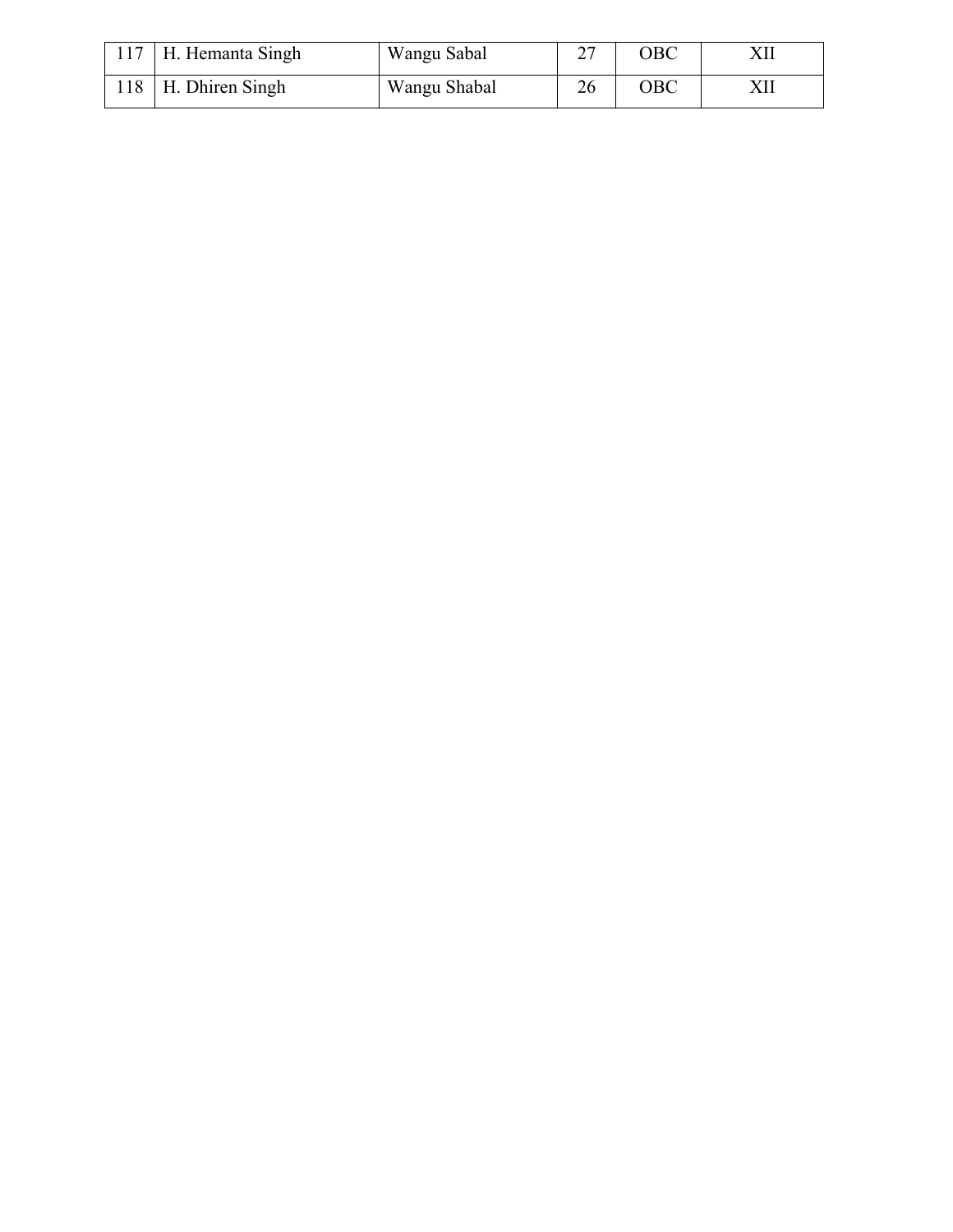| | | | | | |
|---|---|---|---|---|---|
| 117 | H. Hemanta Singh | Wangu Sabal | 27 | OBC | XII |
| 118 | H. Dhiren Singh | Wangu Shabal | 26 | OBC | XII |